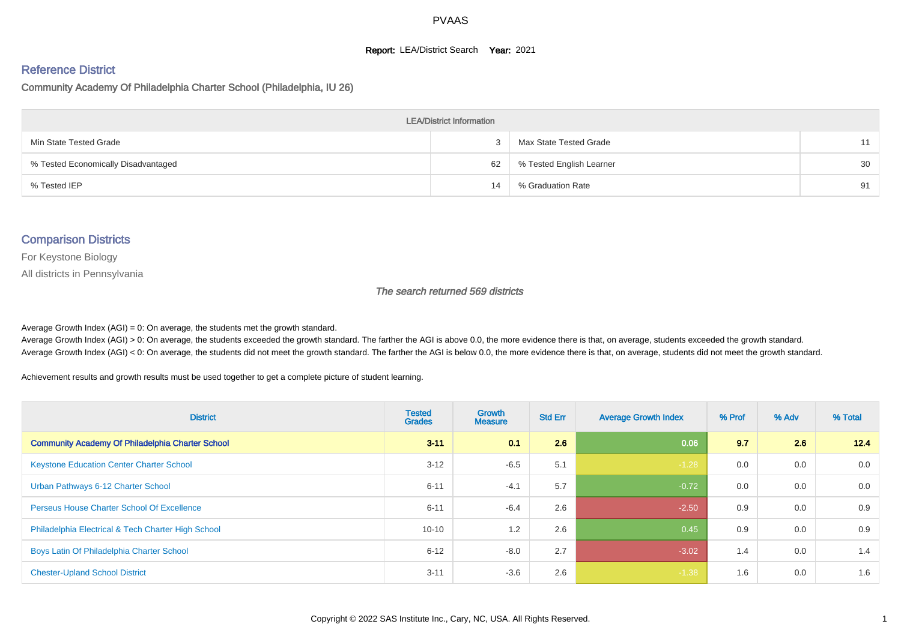# PVAAS

**Report:** LEA/District Search **Year:** 2021

## Reference District

### Community Academy Of Philadelphia Charter School (Philadelphia, IU 26)

| LEA/District Information | | | |
|---|---|---|---|
| Min State Tested Grade | 3 | Max State Tested Grade | 11 |
| % Tested Economically Disadvantaged | 62 | % Tested English Learner | 30 |
| % Tested IEP | 14 | % Graduation Rate | 91 |

## Comparison Districts

For Keystone Biology

All districts in Pennsylvania

*The search returned 569 districts*

Average Growth Index (AGI) = 0: On average, the students met the growth standard.
Average Growth Index (AGI) > 0: On average, the students exceeded the growth standard. The farther the AGI is above 0.0, the more evidence there is that, on average, students exceeded the growth standard.
Average Growth Index (AGI) < 0: On average, the students did not meet the growth standard. The farther the AGI is below 0.0, the more evidence there is that, on average, students did not meet the growth standard.

Achievement results and growth results must be used together to get a complete picture of student learning.

| District | Tested Grades | Growth Measure | Std Err | Average Growth Index | % Prof | % Adv | % Total |
|---|---|---|---|---|---|---|---|
| **Community Academy Of Philadelphia Charter School** | **3-11** | **0.1** | **2.6** | **0.06** | **9.7** | **2.6** | **12.4** |
| Keystone Education Center Charter School | 3-12 | -6.5 | 5.1 | -1.28 | 0.0 | 0.0 | 0.0 |
| Urban Pathways 6-12 Charter School | 6-11 | -4.1 | 5.7 | -0.72 | 0.0 | 0.0 | 0.0 |
| Perseus House Charter School Of Excellence | 6-11 | -6.4 | 2.6 | -2.50 | 0.9 | 0.0 | 0.9 |
| Philadelphia Electrical & Tech Charter High School | 10-10 | 1.2 | 2.6 | 0.45 | 0.9 | 0.0 | 0.9 |
| Boys Latin Of Philadelphia Charter School | 6-12 | -8.0 | 2.7 | -3.02 | 1.4 | 0.0 | 1.4 |
| Chester-Upland School District | 3-11 | -3.6 | 2.6 | -1.38 | 1.6 | 0.0 | 1.6 |

Copyright © 2022 SAS Institute Inc., Cary, NC, USA. All Rights Reserved.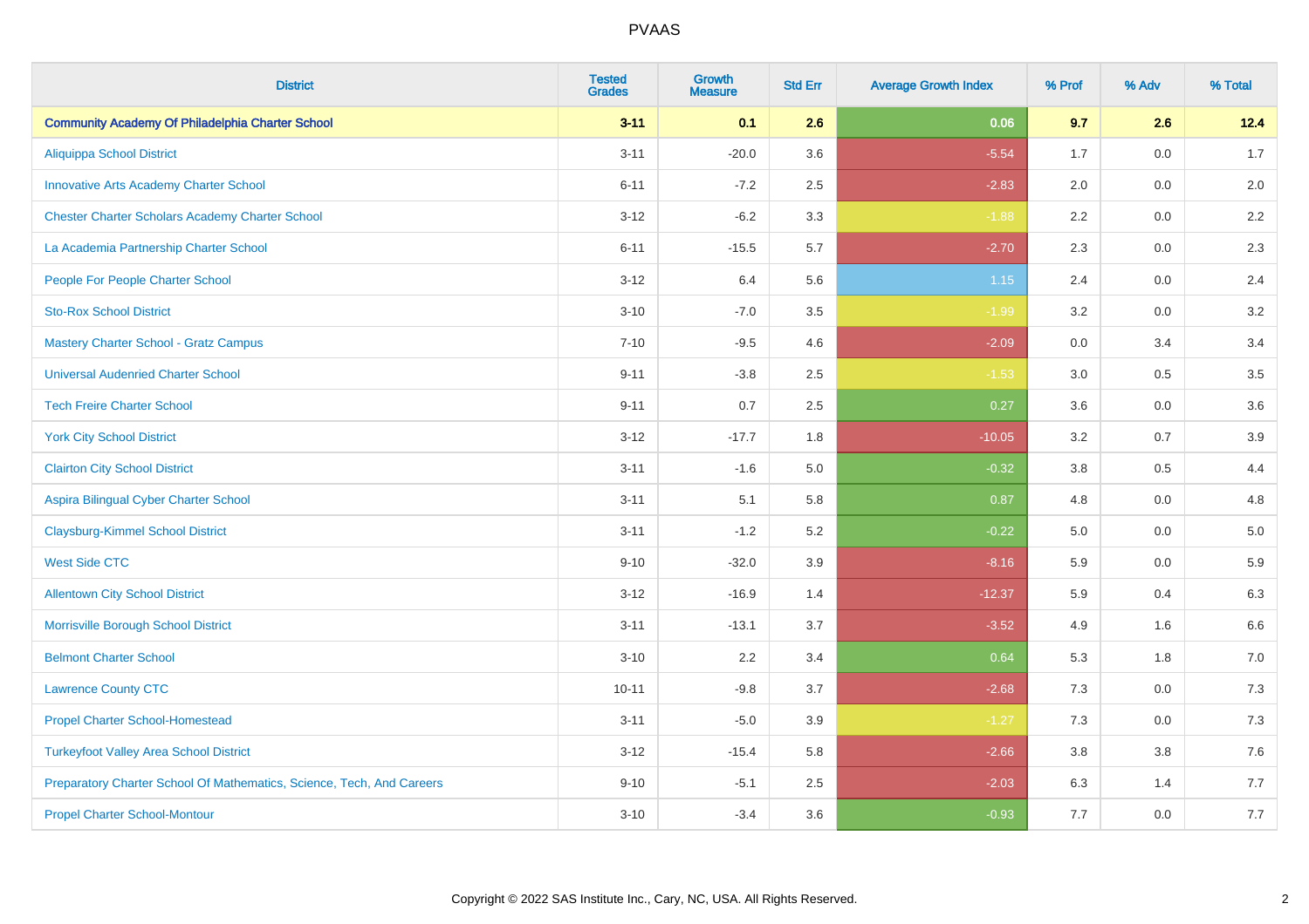| District | Tested Grades | Growth Measure | Std Err | Average Growth Index | % Prof | % Adv | % Total |
|---|---|---|---|---|---|---|---|
| **Community Academy Of Philadelphia Charter School** | **3-11** | **0.1** | **2.6** | **0.06** | **9.7** | **2.6** | **12.4** |
| Aliquippa School District | 3-11 | -20.0 | 3.6 | -5.54 | 1.7 | 0.0 | 1.7 |
| Innovative Arts Academy Charter School | 6-11 | -7.2 | 2.5 | -2.83 | 2.0 | 0.0 | 2.0 |
| Chester Charter Scholars Academy Charter School | 3-12 | -6.2 | 3.3 | -1.88 | 2.2 | 0.0 | 2.2 |
| La Academia Partnership Charter School | 6-11 | -15.5 | 5.7 | -2.70 | 2.3 | 0.0 | 2.3 |
| People For People Charter School | 3-12 | 6.4 | 5.6 | 1.15 | 2.4 | 0.0 | 2.4 |
| Sto-Rox School District | 3-10 | -7.0 | 3.5 | -1.99 | 3.2 | 0.0 | 3.2 |
| Mastery Charter School - Gratz Campus | 7-10 | -9.5 | 4.6 | -2.09 | 0.0 | 3.4 | 3.4 |
| Universal Audenried Charter School | 9-11 | -3.8 | 2.5 | -1.53 | 3.0 | 0.5 | 3.5 |
| Tech Freire Charter School | 9-11 | 0.7 | 2.5 | 0.27 | 3.6 | 0.0 | 3.6 |
| York City School District | 3-12 | -17.7 | 1.8 | -10.05 | 3.2 | 0.7 | 3.9 |
| Clairton City School District | 3-11 | -1.6 | 5.0 | -0.32 | 3.8 | 0.5 | 4.4 |
| Aspira Bilingual Cyber Charter School | 3-11 | 5.1 | 5.8 | 0.87 | 4.8 | 0.0 | 4.8 |
| Claysburg-Kimmel School District | 3-11 | -1.2 | 5.2 | -0.22 | 5.0 | 0.0 | 5.0 |
| West Side CTC | 9-10 | -32.0 | 3.9 | -8.16 | 5.9 | 0.0 | 5.9 |
| Allentown City School District | 3-12 | -16.9 | 1.4 | -12.37 | 5.9 | 0.4 | 6.3 |
| Morrisville Borough School District | 3-11 | -13.1 | 3.7 | -3.52 | 4.9 | 1.6 | 6.6 |
| Belmont Charter School | 3-10 | 2.2 | 3.4 | 0.64 | 5.3 | 1.8 | 7.0 |
| Lawrence County CTC | 10-11 | -9.8 | 3.7 | -2.68 | 7.3 | 0.0 | 7.3 |
| Propel Charter School-Homestead | 3-11 | -5.0 | 3.9 | -1.27 | 7.3 | 0.0 | 7.3 |
| Turkeyfoot Valley Area School District | 3-12 | -15.4 | 5.8 | -2.66 | 3.8 | 3.8 | 7.6 |
| Preparatory Charter School Of Mathematics, Science, Tech, And Careers | 9-10 | -5.1 | 2.5 | -2.03 | 6.3 | 1.4 | 7.7 |
| Propel Charter School-Montour | 3-10 | -3.4 | 3.6 | -0.93 | 7.7 | 0.0 | 7.7 |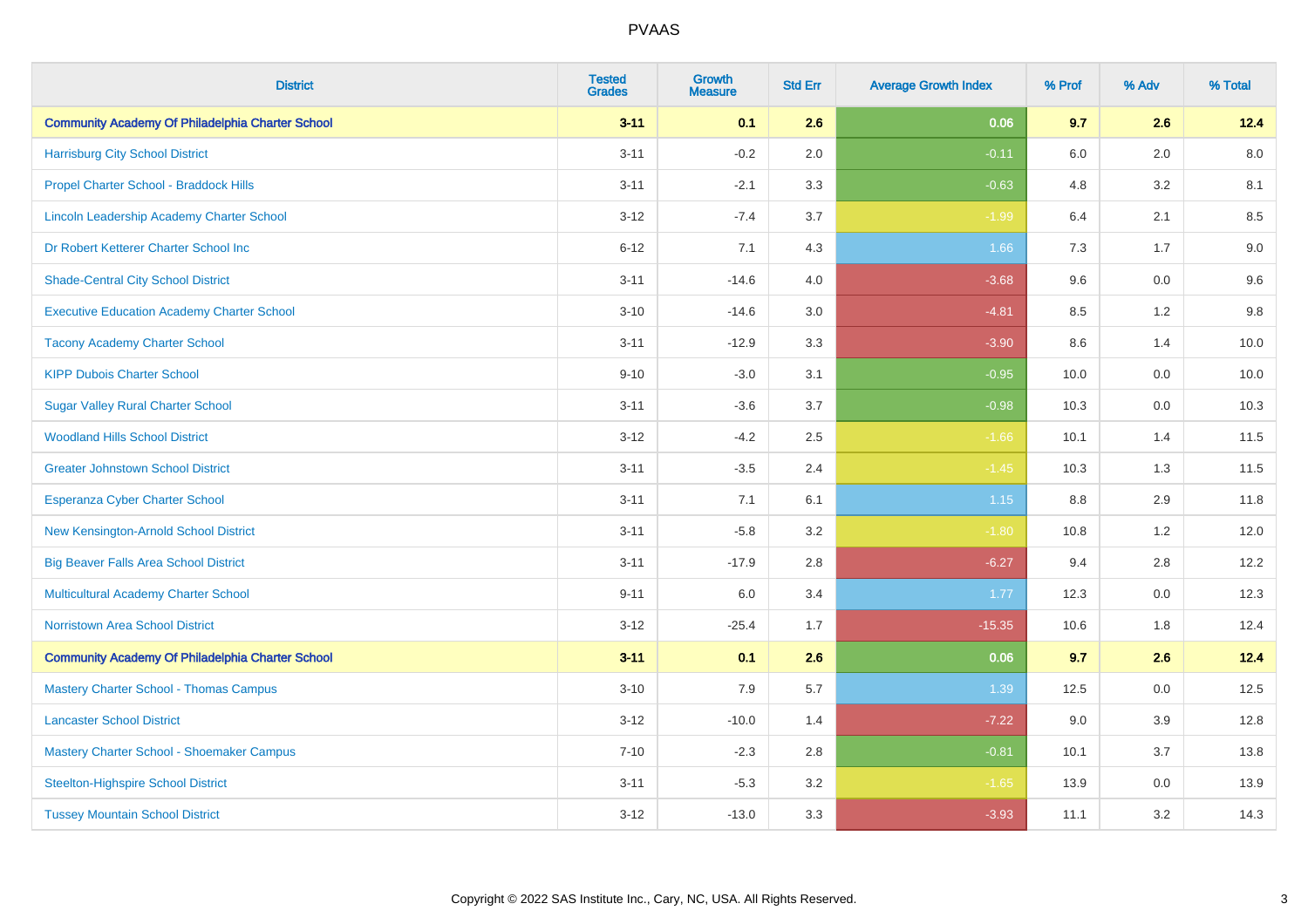# PVAAS

| District | Tested Grades | Growth Measure | Std Err | Average Growth Index | % Prof | % Adv | % Total |
|---|---|---|---|---|---|---|---|
| **Community Academy Of Philadelphia Charter School** | **3-11** | **0.1** | **2.6** | **0.06** | **9.7** | **2.6** | **12.4** |
| Harrisburg City School District | 3-11 | -0.2 | 2.0 | -0.11 | 6.0 | 2.0 | 8.0 |
| Propel Charter School - Braddock Hills | 3-11 | -2.1 | 3.3 | -0.63 | 4.8 | 3.2 | 8.1 |
| Lincoln Leadership Academy Charter School | 3-12 | -7.4 | 3.7 | -1.99 | 6.4 | 2.1 | 8.5 |
| Dr Robert Ketterer Charter School Inc | 6-12 | 7.1 | 4.3 | 1.66 | 7.3 | 1.7 | 9.0 |
| Shade-Central City School District | 3-11 | -14.6 | 4.0 | -3.68 | 9.6 | 0.0 | 9.6 |
| Executive Education Academy Charter School | 3-10 | -14.6 | 3.0 | -4.81 | 8.5 | 1.2 | 9.8 |
| Tacony Academy Charter School | 3-11 | -12.9 | 3.3 | -3.90 | 8.6 | 1.4 | 10.0 |
| KIPP Dubois Charter School | 9-10 | -3.0 | 3.1 | -0.95 | 10.0 | 0.0 | 10.0 |
| Sugar Valley Rural Charter School | 3-11 | -3.6 | 3.7 | -0.98 | 10.3 | 0.0 | 10.3 |
| Woodland Hills School District | 3-12 | -4.2 | 2.5 | -1.66 | 10.1 | 1.4 | 11.5 |
| Greater Johnstown School District | 3-11 | -3.5 | 2.4 | -1.45 | 10.3 | 1.3 | 11.5 |
| Esperanza Cyber Charter School | 3-11 | 7.1 | 6.1 | 1.15 | 8.8 | 2.9 | 11.8 |
| New Kensington-Arnold School District | 3-11 | -5.8 | 3.2 | -1.80 | 10.8 | 1.2 | 12.0 |
| Big Beaver Falls Area School District | 3-11 | -17.9 | 2.8 | -6.27 | 9.4 | 2.8 | 12.2 |
| Multicultural Academy Charter School | 9-11 | 6.0 | 3.4 | 1.77 | 12.3 | 0.0 | 12.3 |
| Norristown Area School District | 3-12 | -25.4 | 1.7 | -15.35 | 10.6 | 1.8 | 12.4 |
| **Community Academy Of Philadelphia Charter School** | **3-11** | **0.1** | **2.6** | **0.06** | **9.7** | **2.6** | **12.4** |
| Mastery Charter School - Thomas Campus | 3-10 | 7.9 | 5.7 | 1.39 | 12.5 | 0.0 | 12.5 |
| Lancaster School District | 3-12 | -10.0 | 1.4 | -7.22 | 9.0 | 3.9 | 12.8 |
| Mastery Charter School - Shoemaker Campus | 7-10 | -2.3 | 2.8 | -0.81 | 10.1 | 3.7 | 13.8 |
| Steelton-Highspire School District | 3-11 | -5.3 | 3.2 | -1.65 | 13.9 | 0.0 | 13.9 |
| Tussey Mountain School District | 3-12 | -13.0 | 3.3 | -3.93 | 11.1 | 3.2 | 14.3 |

Copyright © 2022 SAS Institute Inc., Cary, NC, USA. All Rights Reserved.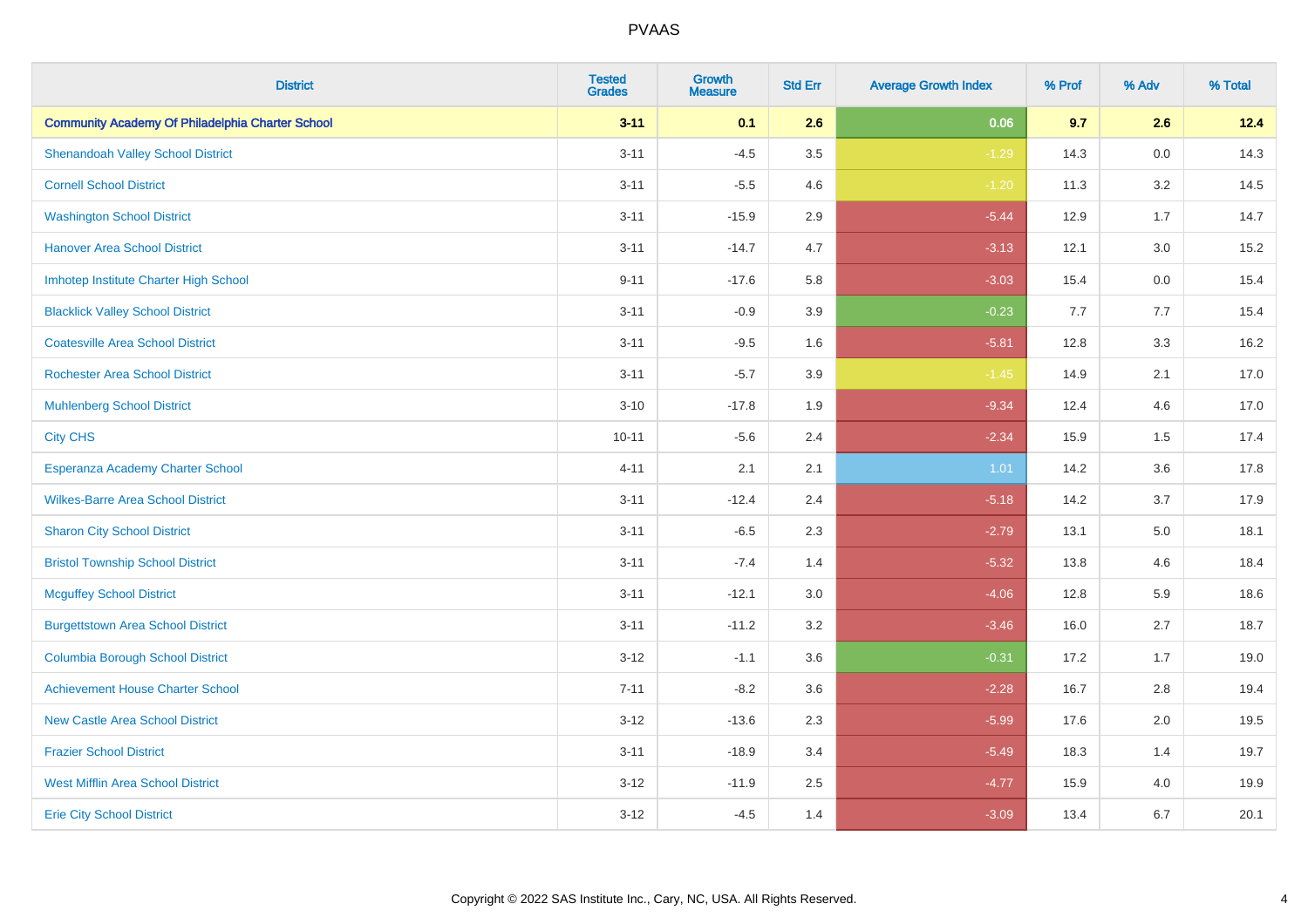# PVAAS

| District | Tested Grades | Growth Measure | Std Err | Average Growth Index | % Prof | % Adv | % Total |
|---|---|---|---|---|---|---|---|
| **Community Academy Of Philadelphia Charter School** | **3-11** | **0.1** | **2.6** | **0.06** | **9.7** | **2.6** | **12.4** |
| Shenandoah Valley School District | 3-11 | -4.5 | 3.5 | -1.29 | 14.3 | 0.0 | 14.3 |
| Cornell School District | 3-11 | -5.5 | 4.6 | -1.20 | 11.3 | 3.2 | 14.5 |
| Washington School District | 3-11 | -15.9 | 2.9 | -5.44 | 12.9 | 1.7 | 14.7 |
| Hanover Area School District | 3-11 | -14.7 | 4.7 | -3.13 | 12.1 | 3.0 | 15.2 |
| Imhotep Institute Charter High School | 9-11 | -17.6 | 5.8 | -3.03 | 15.4 | 0.0 | 15.4 |
| Blacklick Valley School District | 3-11 | -0.9 | 3.9 | -0.23 | 7.7 | 7.7 | 15.4 |
| Coatesville Area School District | 3-11 | -9.5 | 1.6 | -5.81 | 12.8 | 3.3 | 16.2 |
| Rochester Area School District | 3-11 | -5.7 | 3.9 | -1.45 | 14.9 | 2.1 | 17.0 |
| Muhlenberg School District | 3-10 | -17.8 | 1.9 | -9.34 | 12.4 | 4.6 | 17.0 |
| City CHS | 10-11 | -5.6 | 2.4 | -2.34 | 15.9 | 1.5 | 17.4 |
| Esperanza Academy Charter School | 4-11 | 2.1 | 2.1 | 1.01 | 14.2 | 3.6 | 17.8 |
| Wilkes-Barre Area School District | 3-11 | -12.4 | 2.4 | -5.18 | 14.2 | 3.7 | 17.9 |
| Sharon City School District | 3-11 | -6.5 | 2.3 | -2.79 | 13.1 | 5.0 | 18.1 |
| Bristol Township School District | 3-11 | -7.4 | 1.4 | -5.32 | 13.8 | 4.6 | 18.4 |
| Mcguffey School District | 3-11 | -12.1 | 3.0 | -4.06 | 12.8 | 5.9 | 18.6 |
| Burgettstown Area School District | 3-11 | -11.2 | 3.2 | -3.46 | 16.0 | 2.7 | 18.7 |
| Columbia Borough School District | 3-12 | -1.1 | 3.6 | -0.31 | 17.2 | 1.7 | 19.0 |
| Achievement House Charter School | 7-11 | -8.2 | 3.6 | -2.28 | 16.7 | 2.8 | 19.4 |
| New Castle Area School District | 3-12 | -13.6 | 2.3 | -5.99 | 17.6 | 2.0 | 19.5 |
| Frazier School District | 3-11 | -18.9 | 3.4 | -5.49 | 18.3 | 1.4 | 19.7 |
| West Mifflin Area School District | 3-12 | -11.9 | 2.5 | -4.77 | 15.9 | 4.0 | 19.9 |
| Erie City School District | 3-12 | -4.5 | 1.4 | -3.09 | 13.4 | 6.7 | 20.1 |

Copyright © 2022 SAS Institute Inc., Cary, NC, USA. All Rights Reserved.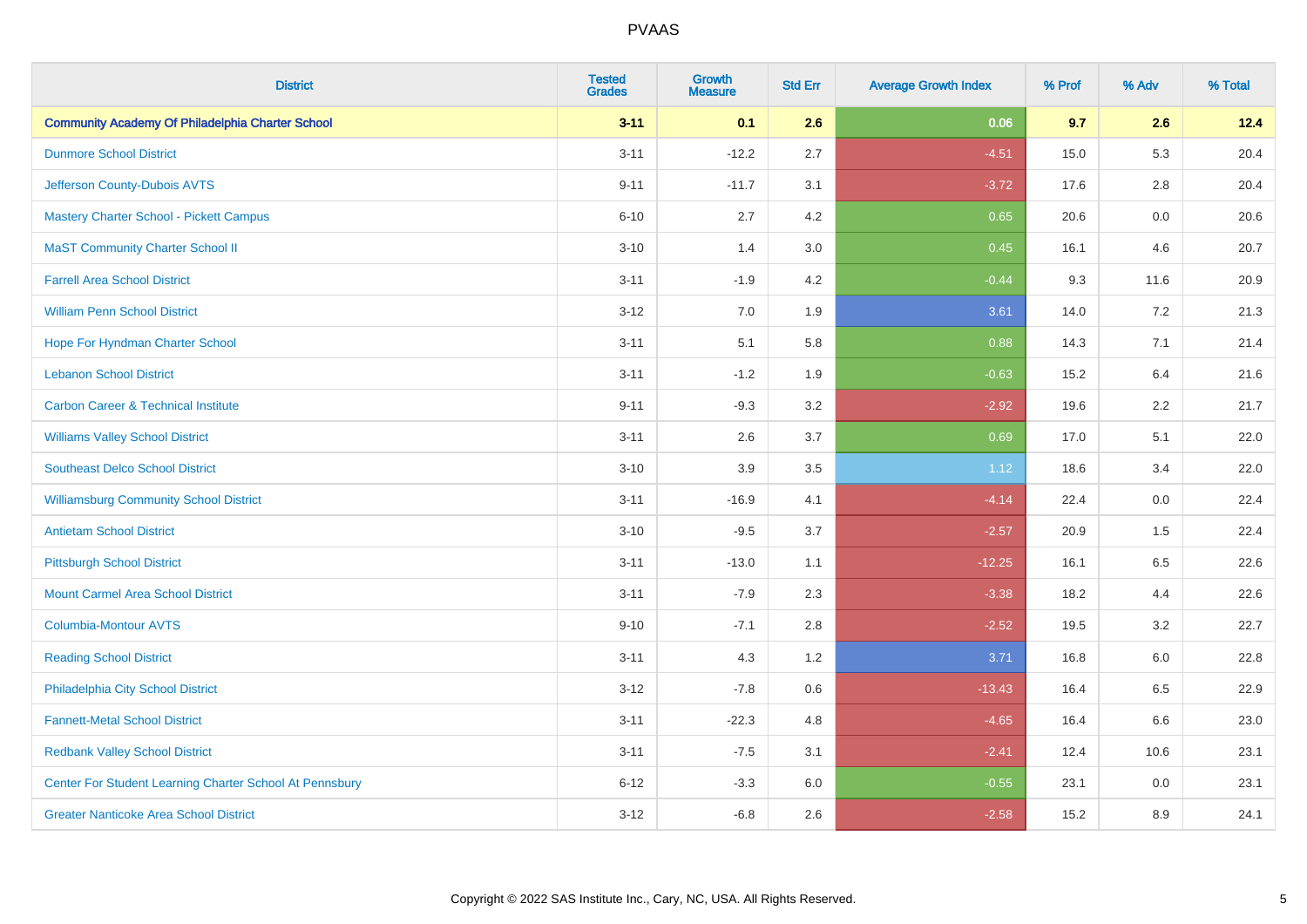| District | Tested Grades | Growth Measure | Std Err | Average Growth Index | % Prof | % Adv | % Total |
|---|---|---|---|---|---|---|---|
| **Community Academy Of Philadelphia Charter School** | **3-11** | **0.1** | **2.6** | **0.06** | **9.7** | **2.6** | **12.4** |
| Dunmore School District | 3-11 | -12.2 | 2.7 | -4.51 | 15.0 | 5.3 | 20.4 |
| Jefferson County-Dubois AVTS | 9-11 | -11.7 | 3.1 | -3.72 | 17.6 | 2.8 | 20.4 |
| Mastery Charter School - Pickett Campus | 6-10 | 2.7 | 4.2 | 0.65 | 20.6 | 0.0 | 20.6 |
| MaST Community Charter School II | 3-10 | 1.4 | 3.0 | 0.45 | 16.1 | 4.6 | 20.7 |
| Farrell Area School District | 3-11 | -1.9 | 4.2 | -0.44 | 9.3 | 11.6 | 20.9 |
| William Penn School District | 3-12 | 7.0 | 1.9 | 3.61 | 14.0 | 7.2 | 21.3 |
| Hope For Hyndman Charter School | 3-11 | 5.1 | 5.8 | 0.88 | 14.3 | 7.1 | 21.4 |
| Lebanon School District | 3-11 | -1.2 | 1.9 | -0.63 | 15.2 | 6.4 | 21.6 |
| Carbon Career & Technical Institute | 9-11 | -9.3 | 3.2 | -2.92 | 19.6 | 2.2 | 21.7 |
| Williams Valley School District | 3-11 | 2.6 | 3.7 | 0.69 | 17.0 | 5.1 | 22.0 |
| Southeast Delco School District | 3-10 | 3.9 | 3.5 | 1.12 | 18.6 | 3.4 | 22.0 |
| Williamsburg Community School District | 3-11 | -16.9 | 4.1 | -4.14 | 22.4 | 0.0 | 22.4 |
| Antietam School District | 3-10 | -9.5 | 3.7 | -2.57 | 20.9 | 1.5 | 22.4 |
| Pittsburgh School District | 3-11 | -13.0 | 1.1 | -12.25 | 16.1 | 6.5 | 22.6 |
| Mount Carmel Area School District | 3-11 | -7.9 | 2.3 | -3.38 | 18.2 | 4.4 | 22.6 |
| Columbia-Montour AVTS | 9-10 | -7.1 | 2.8 | -2.52 | 19.5 | 3.2 | 22.7 |
| Reading School District | 3-11 | 4.3 | 1.2 | 3.71 | 16.8 | 6.0 | 22.8 |
| Philadelphia City School District | 3-12 | -7.8 | 0.6 | -13.43 | 16.4 | 6.5 | 22.9 |
| Fannett-Metal School District | 3-11 | -22.3 | 4.8 | -4.65 | 16.4 | 6.6 | 23.0 |
| Redbank Valley School District | 3-11 | -7.5 | 3.1 | -2.41 | 12.4 | 10.6 | 23.1 |
| Center For Student Learning Charter School At Pennsbury | 6-12 | -3.3 | 6.0 | -0.55 | 23.1 | 0.0 | 23.1 |
| Greater Nanticoke Area School District | 3-12 | -6.8 | 2.6 | -2.58 | 15.2 | 8.9 | 24.1 |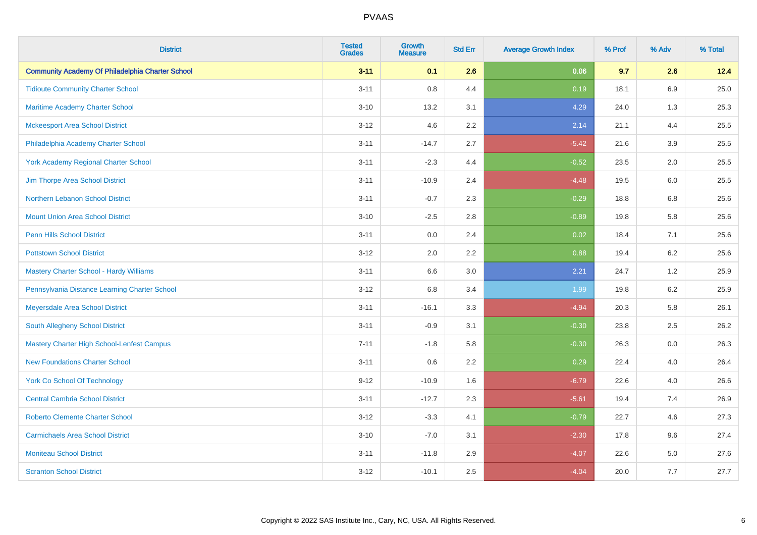| District | Tested Grades | Growth Measure | Std Err | Average Growth Index | % Prof | % Adv | % Total |
|---|---|---|---|---|---|---|---|
| **Community Academy Of Philadelphia Charter School** | **3-11** | **0.1** | **2.6** | **0.06** | **9.7** | **2.6** | **12.4** |
| Tidioute Community Charter School | 3-11 | 0.8 | 4.4 | 0.19 | 18.1 | 6.9 | 25.0 |
| Maritime Academy Charter School | 3-10 | 13.2 | 3.1 | 4.29 | 24.0 | 1.3 | 25.3 |
| Mckeesport Area School District | 3-12 | 4.6 | 2.2 | 2.14 | 21.1 | 4.4 | 25.5 |
| Philadelphia Academy Charter School | 3-11 | -14.7 | 2.7 | -5.42 | 21.6 | 3.9 | 25.5 |
| York Academy Regional Charter School | 3-11 | -2.3 | 4.4 | -0.52 | 23.5 | 2.0 | 25.5 |
| Jim Thorpe Area School District | 3-11 | -10.9 | 2.4 | -4.48 | 19.5 | 6.0 | 25.5 |
| Northern Lebanon School District | 3-11 | -0.7 | 2.3 | -0.29 | 18.8 | 6.8 | 25.6 |
| Mount Union Area School District | 3-10 | -2.5 | 2.8 | -0.89 | 19.8 | 5.8 | 25.6 |
| Penn Hills School District | 3-11 | 0.0 | 2.4 | 0.02 | 18.4 | 7.1 | 25.6 |
| Pottstown School District | 3-12 | 2.0 | 2.2 | 0.88 | 19.4 | 6.2 | 25.6 |
| Mastery Charter School - Hardy Williams | 3-11 | 6.6 | 3.0 | 2.21 | 24.7 | 1.2 | 25.9 |
| Pennsylvania Distance Learning Charter School | 3-12 | 6.8 | 3.4 | 1.99 | 19.8 | 6.2 | 25.9 |
| Meyersdale Area School District | 3-11 | -16.1 | 3.3 | -4.94 | 20.3 | 5.8 | 26.1 |
| South Allegheny School District | 3-11 | -0.9 | 3.1 | -0.30 | 23.8 | 2.5 | 26.2 |
| Mastery Charter High School-Lenfest Campus | 7-11 | -1.8 | 5.8 | -0.30 | 26.3 | 0.0 | 26.3 |
| New Foundations Charter School | 3-11 | 0.6 | 2.2 | 0.29 | 22.4 | 4.0 | 26.4 |
| York Co School Of Technology | 9-12 | -10.9 | 1.6 | -6.79 | 22.6 | 4.0 | 26.6 |
| Central Cambria School District | 3-11 | -12.7 | 2.3 | -5.61 | 19.4 | 7.4 | 26.9 |
| Roberto Clemente Charter School | 3-12 | -3.3 | 4.1 | -0.79 | 22.7 | 4.6 | 27.3 |
| Carmichaels Area School District | 3-10 | -7.0 | 3.1 | -2.30 | 17.8 | 9.6 | 27.4 |
| Moniteau School District | 3-11 | -11.8 | 2.9 | -4.07 | 22.6 | 5.0 | 27.6 |
| Scranton School District | 3-12 | -10.1 | 2.5 | -4.04 | 20.0 | 7.7 | 27.7 |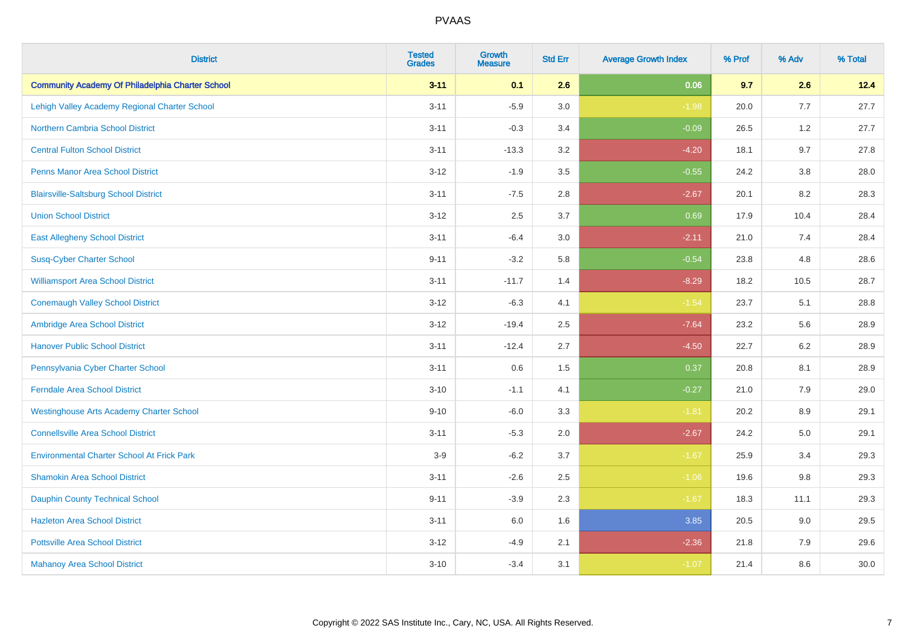# PVAAS

| District | Tested Grades | Growth Measure | Std Err | Average Growth Index | % Prof | % Adv | % Total |
|---|---|---|---|---|---|---|---|
| **Community Academy Of Philadelphia Charter School** | **3-11** | **0.1** | **2.6** | **0.06** | **9.7** | **2.6** | **12.4** |
| Lehigh Valley Academy Regional Charter School | 3-11 | -5.9 | 3.0 | -1.98 | 20.0 | 7.7 | 27.7 |
| Northern Cambria School District | 3-11 | -0.3 | 3.4 | -0.09 | 26.5 | 1.2 | 27.7 |
| Central Fulton School District | 3-11 | -13.3 | 3.2 | -4.20 | 18.1 | 9.7 | 27.8 |
| Penns Manor Area School District | 3-12 | -1.9 | 3.5 | -0.55 | 24.2 | 3.8 | 28.0 |
| Blairsville-Saltsburg School District | 3-11 | -7.5 | 2.8 | -2.67 | 20.1 | 8.2 | 28.3 |
| Union School District | 3-12 | 2.5 | 3.7 | 0.69 | 17.9 | 10.4 | 28.4 |
| East Allegheny School District | 3-11 | -6.4 | 3.0 | -2.11 | 21.0 | 7.4 | 28.4 |
| Susq-Cyber Charter School | 9-11 | -3.2 | 5.8 | -0.54 | 23.8 | 4.8 | 28.6 |
| Williamsport Area School District | 3-11 | -11.7 | 1.4 | -8.29 | 18.2 | 10.5 | 28.7 |
| Conemaugh Valley School District | 3-12 | -6.3 | 4.1 | -1.54 | 23.7 | 5.1 | 28.8 |
| Ambridge Area School District | 3-12 | -19.4 | 2.5 | -7.64 | 23.2 | 5.6 | 28.9 |
| Hanover Public School District | 3-11 | -12.4 | 2.7 | -4.50 | 22.7 | 6.2 | 28.9 |
| Pennsylvania Cyber Charter School | 3-11 | 0.6 | 1.5 | 0.37 | 20.8 | 8.1 | 28.9 |
| Ferndale Area School District | 3-10 | -1.1 | 4.1 | -0.27 | 21.0 | 7.9 | 29.0 |
| Westinghouse Arts Academy Charter School | 9-10 | -6.0 | 3.3 | -1.81 | 20.2 | 8.9 | 29.1 |
| Connellsville Area School District | 3-11 | -5.3 | 2.0 | -2.67 | 24.2 | 5.0 | 29.1 |
| Environmental Charter School At Frick Park | 3-9 | -6.2 | 3.7 | -1.67 | 25.9 | 3.4 | 29.3 |
| Shamokin Area School District | 3-11 | -2.6 | 2.5 | -1.06 | 19.6 | 9.8 | 29.3 |
| Dauphin County Technical School | 9-11 | -3.9 | 2.3 | -1.67 | 18.3 | 11.1 | 29.3 |
| Hazleton Area School District | 3-11 | 6.0 | 1.6 | 3.85 | 20.5 | 9.0 | 29.5 |
| Pottsville Area School District | 3-12 | -4.9 | 2.1 | -2.36 | 21.8 | 7.9 | 29.6 |
| Mahanoy Area School District | 3-10 | -3.4 | 3.1 | -1.07 | 21.4 | 8.6 | 30.0 |

Copyright © 2022 SAS Institute Inc., Cary, NC, USA. All Rights Reserved.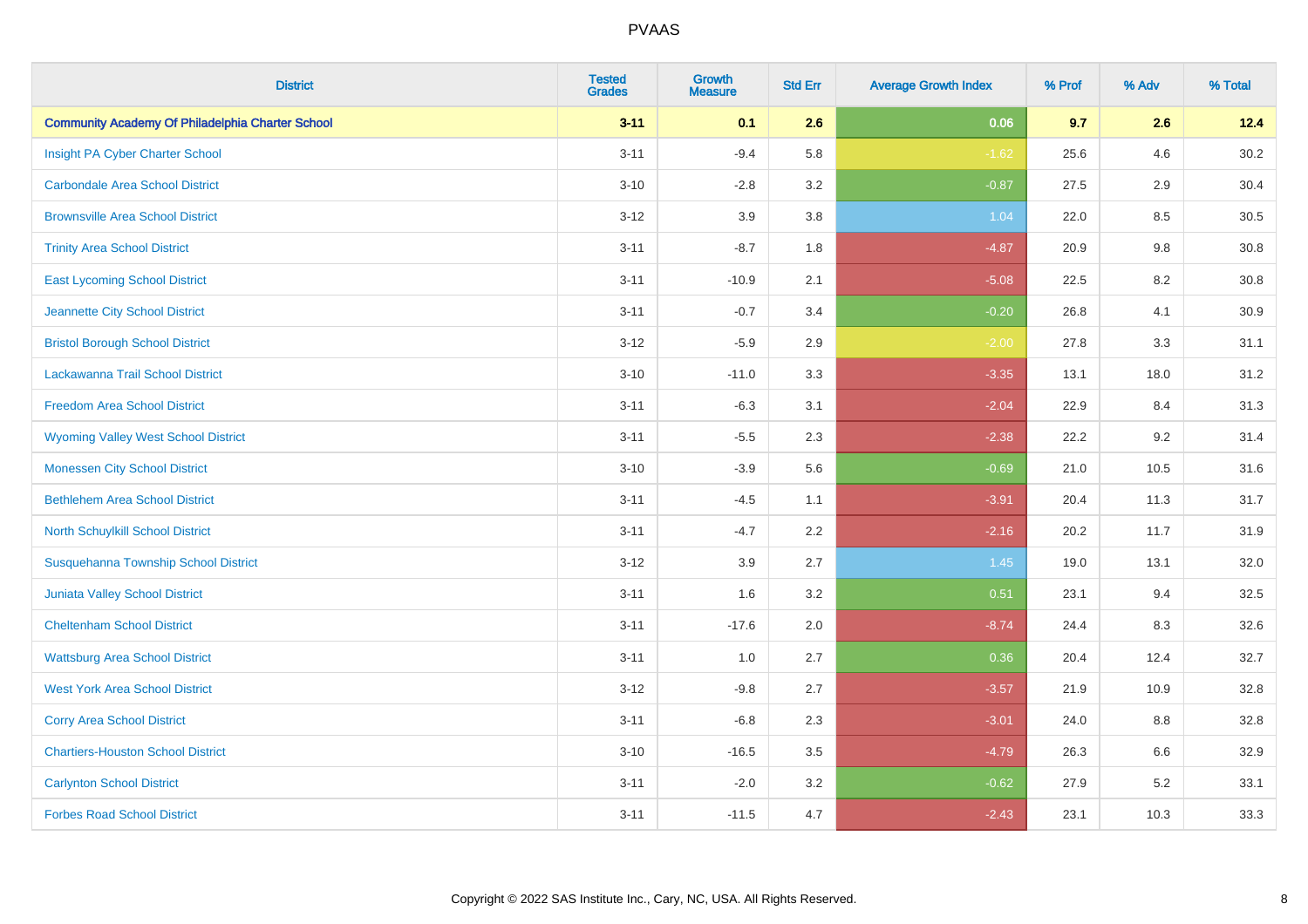# PVAAS

| District | Tested Grades | Growth Measure | Std Err | Average Growth Index | % Prof | % Adv | % Total |
|---|---|---|---|---|---|---|---|
| **Community Academy Of Philadelphia Charter School** | **3-11** | **0.1** | **2.6** | **0.06** | **9.7** | **2.6** | **12.4** |
| Insight PA Cyber Charter School | 3-11 | -9.4 | 5.8 | -1.62 | 25.6 | 4.6 | 30.2 |
| Carbondale Area School District | 3-10 | -2.8 | 3.2 | -0.87 | 27.5 | 2.9 | 30.4 |
| Brownsville Area School District | 3-12 | 3.9 | 3.8 | 1.04 | 22.0 | 8.5 | 30.5 |
| Trinity Area School District | 3-11 | -8.7 | 1.8 | -4.87 | 20.9 | 9.8 | 30.8 |
| East Lycoming School District | 3-11 | -10.9 | 2.1 | -5.08 | 22.5 | 8.2 | 30.8 |
| Jeannette City School District | 3-11 | -0.7 | 3.4 | -0.20 | 26.8 | 4.1 | 30.9 |
| Bristol Borough School District | 3-12 | -5.9 | 2.9 | -2.00 | 27.8 | 3.3 | 31.1 |
| Lackawanna Trail School District | 3-10 | -11.0 | 3.3 | -3.35 | 13.1 | 18.0 | 31.2 |
| Freedom Area School District | 3-11 | -6.3 | 3.1 | -2.04 | 22.9 | 8.4 | 31.3 |
| Wyoming Valley West School District | 3-11 | -5.5 | 2.3 | -2.38 | 22.2 | 9.2 | 31.4 |
| Monessen City School District | 3-10 | -3.9 | 5.6 | -0.69 | 21.0 | 10.5 | 31.6 |
| Bethlehem Area School District | 3-11 | -4.5 | 1.1 | -3.91 | 20.4 | 11.3 | 31.7 |
| North Schuylkill School District | 3-11 | -4.7 | 2.2 | -2.16 | 20.2 | 11.7 | 31.9 |
| Susquehanna Township School District | 3-12 | 3.9 | 2.7 | 1.45 | 19.0 | 13.1 | 32.0 |
| Juniata Valley School District | 3-11 | 1.6 | 3.2 | 0.51 | 23.1 | 9.4 | 32.5 |
| Cheltenham School District | 3-11 | -17.6 | 2.0 | -8.74 | 24.4 | 8.3 | 32.6 |
| Wattsburg Area School District | 3-11 | 1.0 | 2.7 | 0.36 | 20.4 | 12.4 | 32.7 |
| West York Area School District | 3-12 | -9.8 | 2.7 | -3.57 | 21.9 | 10.9 | 32.8 |
| Corry Area School District | 3-11 | -6.8 | 2.3 | -3.01 | 24.0 | 8.8 | 32.8 |
| Chartiers-Houston School District | 3-10 | -16.5 | 3.5 | -4.79 | 26.3 | 6.6 | 32.9 |
| Carlynton School District | 3-11 | -2.0 | 3.2 | -0.62 | 27.9 | 5.2 | 33.1 |
| Forbes Road School District | 3-11 | -11.5 | 4.7 | -2.43 | 23.1 | 10.3 | 33.3 |

Copyright © 2022 SAS Institute Inc., Cary, NC, USA. All Rights Reserved.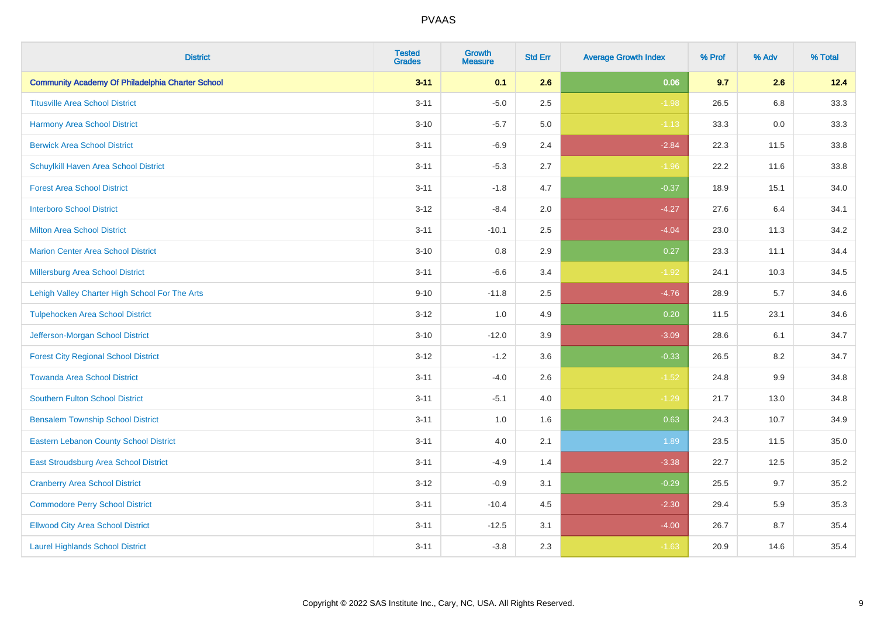# PVAAS

| District | Tested Grades | Growth Measure | Std Err | Average Growth Index | % Prof | % Adv | % Total |
|---|---|---|---|---|---|---|---|
| **Community Academy Of Philadelphia Charter School** | **3-11** | **0.1** | **2.6** | **0.06** | **9.7** | **2.6** | **12.4** |
| Titusville Area School District | 3-11 | -5.0 | 2.5 | -1.98 | 26.5 | 6.8 | 33.3 |
| Harmony Area School District | 3-10 | -5.7 | 5.0 | -1.13 | 33.3 | 0.0 | 33.3 |
| Berwick Area School District | 3-11 | -6.9 | 2.4 | -2.84 | 22.3 | 11.5 | 33.8 |
| Schuylkill Haven Area School District | 3-11 | -5.3 | 2.7 | -1.96 | 22.2 | 11.6 | 33.8 |
| Forest Area School District | 3-11 | -1.8 | 4.7 | -0.37 | 18.9 | 15.1 | 34.0 |
| Interboro School District | 3-12 | -8.4 | 2.0 | -4.27 | 27.6 | 6.4 | 34.1 |
| Milton Area School District | 3-11 | -10.1 | 2.5 | -4.04 | 23.0 | 11.3 | 34.2 |
| Marion Center Area School District | 3-10 | 0.8 | 2.9 | 0.27 | 23.3 | 11.1 | 34.4 |
| Millersburg Area School District | 3-11 | -6.6 | 3.4 | -1.92 | 24.1 | 10.3 | 34.5 |
| Lehigh Valley Charter High School For The Arts | 9-10 | -11.8 | 2.5 | -4.76 | 28.9 | 5.7 | 34.6 |
| Tulpehocken Area School District | 3-12 | 1.0 | 4.9 | 0.20 | 11.5 | 23.1 | 34.6 |
| Jefferson-Morgan School District | 3-10 | -12.0 | 3.9 | -3.09 | 28.6 | 6.1 | 34.7 |
| Forest City Regional School District | 3-12 | -1.2 | 3.6 | -0.33 | 26.5 | 8.2 | 34.7 |
| Towanda Area School District | 3-11 | -4.0 | 2.6 | -1.52 | 24.8 | 9.9 | 34.8 |
| Southern Fulton School District | 3-11 | -5.1 | 4.0 | -1.29 | 21.7 | 13.0 | 34.8 |
| Bensalem Township School District | 3-11 | 1.0 | 1.6 | 0.63 | 24.3 | 10.7 | 34.9 |
| Eastern Lebanon County School District | 3-11 | 4.0 | 2.1 | 1.89 | 23.5 | 11.5 | 35.0 |
| East Stroudsburg Area School District | 3-11 | -4.9 | 1.4 | -3.38 | 22.7 | 12.5 | 35.2 |
| Cranberry Area School District | 3-12 | -0.9 | 3.1 | -0.29 | 25.5 | 9.7 | 35.2 |
| Commodore Perry School District | 3-11 | -10.4 | 4.5 | -2.30 | 29.4 | 5.9 | 35.3 |
| Ellwood City Area School District | 3-11 | -12.5 | 3.1 | -4.00 | 26.7 | 8.7 | 35.4 |
| Laurel Highlands School District | 3-11 | -3.8 | 2.3 | -1.63 | 20.9 | 14.6 | 35.4 |

Copyright © 2022 SAS Institute Inc., Cary, NC, USA. All Rights Reserved.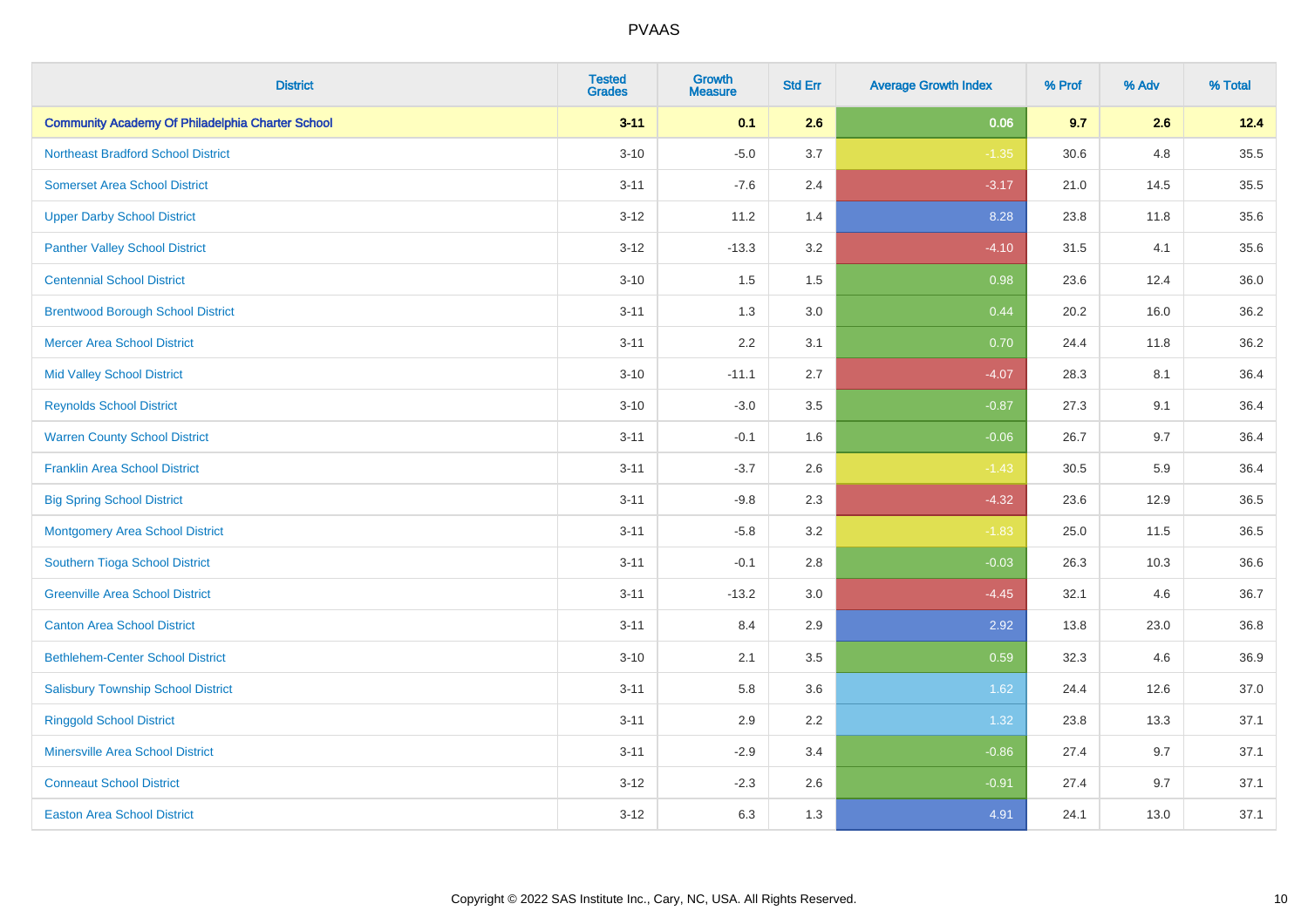| District | Tested Grades | Growth Measure | Std Err | Average Growth Index | % Prof | % Adv | % Total |
|---|---|---|---|---|---|---|---|
| **Community Academy Of Philadelphia Charter School** | **3-11** | **0.1** | **2.6** | **0.06** | **9.7** | **2.6** | **12.4** |
| Northeast Bradford School District | 3-10 | -5.0 | 3.7 | -1.35 | 30.6 | 4.8 | 35.5 |
| Somerset Area School District | 3-11 | -7.6 | 2.4 | -3.17 | 21.0 | 14.5 | 35.5 |
| Upper Darby School District | 3-12 | 11.2 | 1.4 | 8.28 | 23.8 | 11.8 | 35.6 |
| Panther Valley School District | 3-12 | -13.3 | 3.2 | -4.10 | 31.5 | 4.1 | 35.6 |
| Centennial School District | 3-10 | 1.5 | 1.5 | 0.98 | 23.6 | 12.4 | 36.0 |
| Brentwood Borough School District | 3-11 | 1.3 | 3.0 | 0.44 | 20.2 | 16.0 | 36.2 |
| Mercer Area School District | 3-11 | 2.2 | 3.1 | 0.70 | 24.4 | 11.8 | 36.2 |
| Mid Valley School District | 3-10 | -11.1 | 2.7 | -4.07 | 28.3 | 8.1 | 36.4 |
| Reynolds School District | 3-10 | -3.0 | 3.5 | -0.87 | 27.3 | 9.1 | 36.4 |
| Warren County School District | 3-11 | -0.1 | 1.6 | -0.06 | 26.7 | 9.7 | 36.4 |
| Franklin Area School District | 3-11 | -3.7 | 2.6 | -1.43 | 30.5 | 5.9 | 36.4 |
| Big Spring School District | 3-11 | -9.8 | 2.3 | -4.32 | 23.6 | 12.9 | 36.5 |
| Montgomery Area School District | 3-11 | -5.8 | 3.2 | -1.83 | 25.0 | 11.5 | 36.5 |
| Southern Tioga School District | 3-11 | -0.1 | 2.8 | -0.03 | 26.3 | 10.3 | 36.6 |
| Greenville Area School District | 3-11 | -13.2 | 3.0 | -4.45 | 32.1 | 4.6 | 36.7 |
| Canton Area School District | 3-11 | 8.4 | 2.9 | 2.92 | 13.8 | 23.0 | 36.8 |
| Bethlehem-Center School District | 3-10 | 2.1 | 3.5 | 0.59 | 32.3 | 4.6 | 36.9 |
| Salisbury Township School District | 3-11 | 5.8 | 3.6 | 1.62 | 24.4 | 12.6 | 37.0 |
| Ringgold School District | 3-11 | 2.9 | 2.2 | 1.32 | 23.8 | 13.3 | 37.1 |
| Minersville Area School District | 3-11 | -2.9 | 3.4 | -0.86 | 27.4 | 9.7 | 37.1 |
| Conneaut School District | 3-12 | -2.3 | 2.6 | -0.91 | 27.4 | 9.7 | 37.1 |
| Easton Area School District | 3-12 | 6.3 | 1.3 | 4.91 | 24.1 | 13.0 | 37.1 |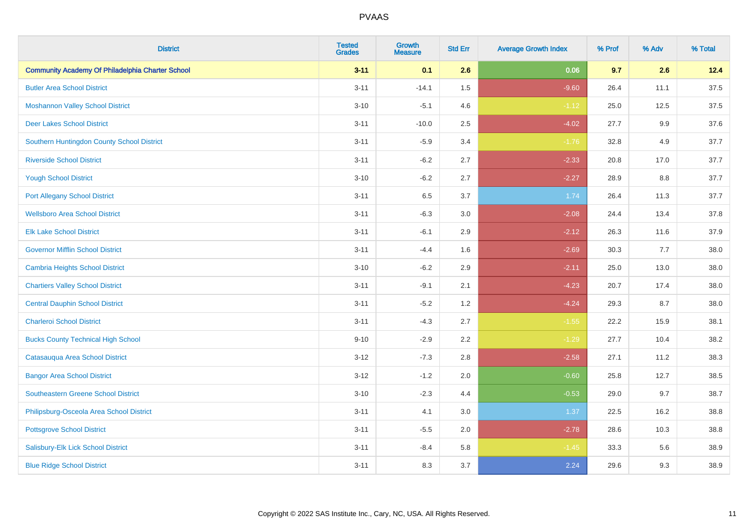| District | Tested Grades | Growth Measure | Std Err | Average Growth Index | % Prof | % Adv | % Total |
|---|---|---|---|---|---|---|---|
| **Community Academy Of Philadelphia Charter School** | **3-11** | **0.1** | **2.6** | **0.06** | **9.7** | **2.6** | **12.4** |
| Butler Area School District | 3-11 | -14.1 | 1.5 | -9.60 | 26.4 | 11.1 | 37.5 |
| Moshannon Valley School District | 3-10 | -5.1 | 4.6 | -1.12 | 25.0 | 12.5 | 37.5 |
| Deer Lakes School District | 3-11 | -10.0 | 2.5 | -4.02 | 27.7 | 9.9 | 37.6 |
| Southern Huntingdon County School District | 3-11 | -5.9 | 3.4 | -1.76 | 32.8 | 4.9 | 37.7 |
| Riverside School District | 3-11 | -6.2 | 2.7 | -2.33 | 20.8 | 17.0 | 37.7 |
| Yough School District | 3-10 | -6.2 | 2.7 | -2.27 | 28.9 | 8.8 | 37.7 |
| Port Allegany School District | 3-11 | 6.5 | 3.7 | 1.74 | 26.4 | 11.3 | 37.7 |
| Wellsboro Area School District | 3-11 | -6.3 | 3.0 | -2.08 | 24.4 | 13.4 | 37.8 |
| Elk Lake School District | 3-11 | -6.1 | 2.9 | -2.12 | 26.3 | 11.6 | 37.9 |
| Governor Mifflin School District | 3-11 | -4.4 | 1.6 | -2.69 | 30.3 | 7.7 | 38.0 |
| Cambria Heights School District | 3-10 | -6.2 | 2.9 | -2.11 | 25.0 | 13.0 | 38.0 |
| Chartiers Valley School District | 3-11 | -9.1 | 2.1 | -4.23 | 20.7 | 17.4 | 38.0 |
| Central Dauphin School District | 3-11 | -5.2 | 1.2 | -4.24 | 29.3 | 8.7 | 38.0 |
| Charleroi School District | 3-11 | -4.3 | 2.7 | -1.55 | 22.2 | 15.9 | 38.1 |
| Bucks County Technical High School | 9-10 | -2.9 | 2.2 | -1.29 | 27.7 | 10.4 | 38.2 |
| Catasauqua Area School District | 3-12 | -7.3 | 2.8 | -2.58 | 27.1 | 11.2 | 38.3 |
| Bangor Area School District | 3-12 | -1.2 | 2.0 | -0.60 | 25.8 | 12.7 | 38.5 |
| Southeastern Greene School District | 3-10 | -2.3 | 4.4 | -0.53 | 29.0 | 9.7 | 38.7 |
| Philipsburg-Osceola Area School District | 3-11 | 4.1 | 3.0 | 1.37 | 22.5 | 16.2 | 38.8 |
| Pottsgrove School District | 3-11 | -5.5 | 2.0 | -2.78 | 28.6 | 10.3 | 38.8 |
| Salisbury-Elk Lick School District | 3-11 | -8.4 | 5.8 | -1.45 | 33.3 | 5.6 | 38.9 |
| Blue Ridge School District | 3-11 | 8.3 | 3.7 | 2.24 | 29.6 | 9.3 | 38.9 |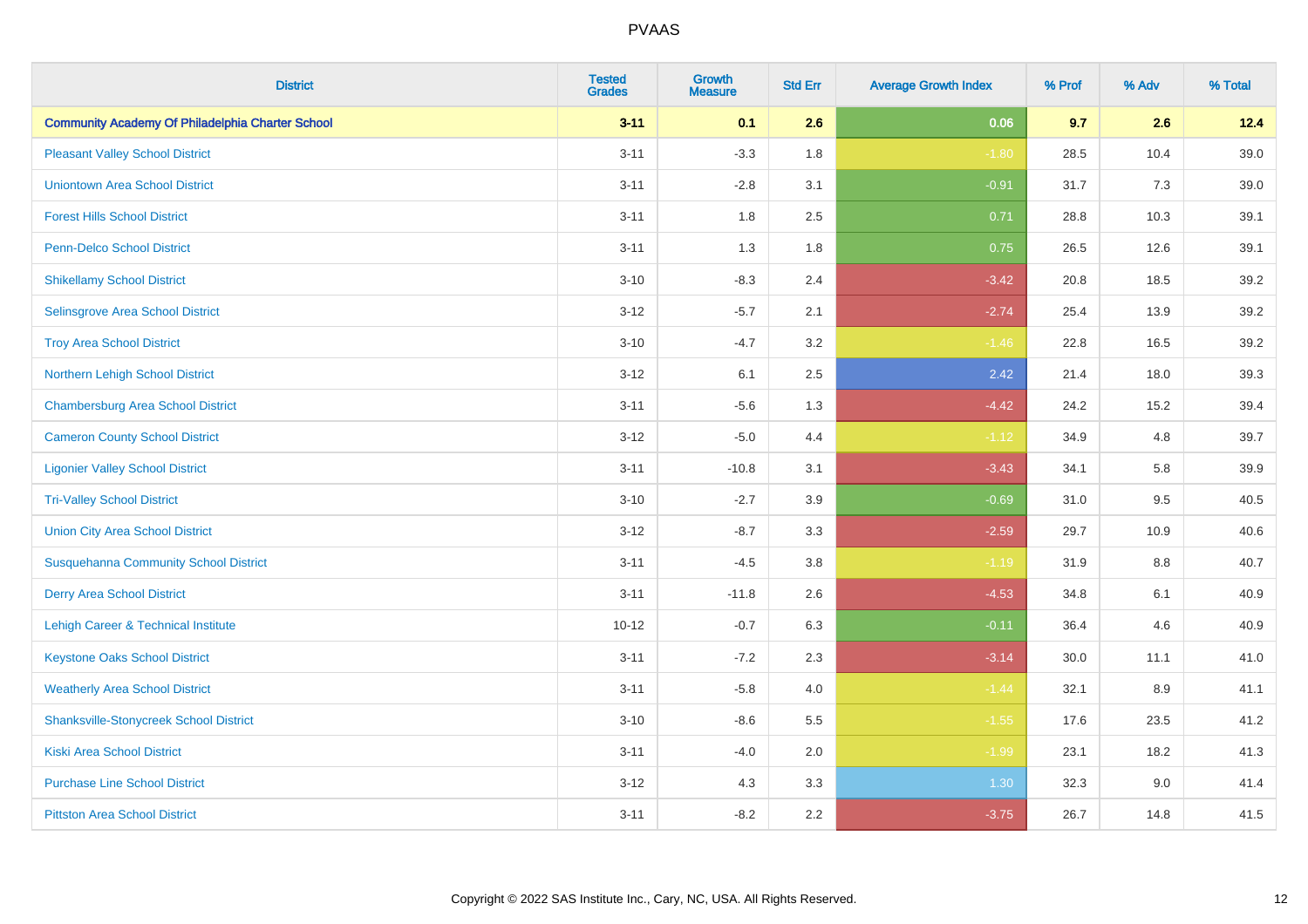# PVAAS

| District | Tested Grades | Growth Measure | Std Err | Average Growth Index | % Prof | % Adv | % Total |
|---|---|---|---|---|---|---|---|
| **Community Academy Of Philadelphia Charter School** | **3-11** | **0.1** | **2.6** | **0.06** | **9.7** | **2.6** | **12.4** |
| Pleasant Valley School District | 3-11 | -3.3 | 1.8 | -1.80 | 28.5 | 10.4 | 39.0 |
| Uniontown Area School District | 3-11 | -2.8 | 3.1 | -0.91 | 31.7 | 7.3 | 39.0 |
| Forest Hills School District | 3-11 | 1.8 | 2.5 | 0.71 | 28.8 | 10.3 | 39.1 |
| Penn-Delco School District | 3-11 | 1.3 | 1.8 | 0.75 | 26.5 | 12.6 | 39.1 |
| Shikellamy School District | 3-10 | -8.3 | 2.4 | -3.42 | 20.8 | 18.5 | 39.2 |
| Selinsgrove Area School District | 3-12 | -5.7 | 2.1 | -2.74 | 25.4 | 13.9 | 39.2 |
| Troy Area School District | 3-10 | -4.7 | 3.2 | -1.46 | 22.8 | 16.5 | 39.2 |
| Northern Lehigh School District | 3-12 | 6.1 | 2.5 | 2.42 | 21.4 | 18.0 | 39.3 |
| Chambersburg Area School District | 3-11 | -5.6 | 1.3 | -4.42 | 24.2 | 15.2 | 39.4 |
| Cameron County School District | 3-12 | -5.0 | 4.4 | -1.12 | 34.9 | 4.8 | 39.7 |
| Ligonier Valley School District | 3-11 | -10.8 | 3.1 | -3.43 | 34.1 | 5.8 | 39.9 |
| Tri-Valley School District | 3-10 | -2.7 | 3.9 | -0.69 | 31.0 | 9.5 | 40.5 |
| Union City Area School District | 3-12 | -8.7 | 3.3 | -2.59 | 29.7 | 10.9 | 40.6 |
| Susquehanna Community School District | 3-11 | -4.5 | 3.8 | -1.19 | 31.9 | 8.8 | 40.7 |
| Derry Area School District | 3-11 | -11.8 | 2.6 | -4.53 | 34.8 | 6.1 | 40.9 |
| Lehigh Career & Technical Institute | 10-12 | -0.7 | 6.3 | -0.11 | 36.4 | 4.6 | 40.9 |
| Keystone Oaks School District | 3-11 | -7.2 | 2.3 | -3.14 | 30.0 | 11.1 | 41.0 |
| Weatherly Area School District | 3-11 | -5.8 | 4.0 | -1.44 | 32.1 | 8.9 | 41.1 |
| Shanksville-Stonycreek School District | 3-10 | -8.6 | 5.5 | -1.55 | 17.6 | 23.5 | 41.2 |
| Kiski Area School District | 3-11 | -4.0 | 2.0 | -1.99 | 23.1 | 18.2 | 41.3 |
| Purchase Line School District | 3-12 | 4.3 | 3.3 | 1.30 | 32.3 | 9.0 | 41.4 |
| Pittston Area School District | 3-11 | -8.2 | 2.2 | -3.75 | 26.7 | 14.8 | 41.5 |

Copyright © 2022 SAS Institute Inc., Cary, NC, USA. All Rights Reserved.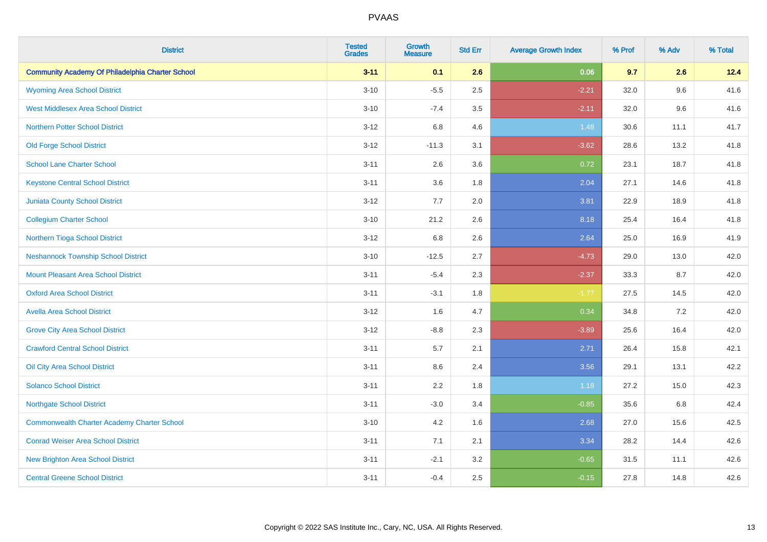# PVAAS

| District | Tested Grades | Growth Measure | Std Err | Average Growth Index | % Prof | % Adv | % Total |
|---|---|---|---|---|---|---|---|
| **Community Academy Of Philadelphia Charter School** | **3-11** | **0.1** | **2.6** | **0.06** | **9.7** | **2.6** | **12.4** |
| Wyoming Area School District | 3-10 | -5.5 | 2.5 | -2.21 | 32.0 | 9.6 | 41.6 |
| West Middlesex Area School District | 3-10 | -7.4 | 3.5 | -2.11 | 32.0 | 9.6 | 41.6 |
| Northern Potter School District | 3-12 | 6.8 | 4.6 | 1.48 | 30.6 | 11.1 | 41.7 |
| Old Forge School District | 3-12 | -11.3 | 3.1 | -3.62 | 28.6 | 13.2 | 41.8 |
| School Lane Charter School | 3-11 | 2.6 | 3.6 | 0.72 | 23.1 | 18.7 | 41.8 |
| Keystone Central School District | 3-11 | 3.6 | 1.8 | 2.04 | 27.1 | 14.6 | 41.8 |
| Juniata County School District | 3-12 | 7.7 | 2.0 | 3.81 | 22.9 | 18.9 | 41.8 |
| Collegium Charter School | 3-10 | 21.2 | 2.6 | 8.18 | 25.4 | 16.4 | 41.8 |
| Northern Tioga School District | 3-12 | 6.8 | 2.6 | 2.64 | 25.0 | 16.9 | 41.9 |
| Neshannock Township School District | 3-10 | -12.5 | 2.7 | -4.73 | 29.0 | 13.0 | 42.0 |
| Mount Pleasant Area School District | 3-11 | -5.4 | 2.3 | -2.37 | 33.3 | 8.7 | 42.0 |
| Oxford Area School District | 3-11 | -3.1 | 1.8 | -1.77 | 27.5 | 14.5 | 42.0 |
| Avella Area School District | 3-12 | 1.6 | 4.7 | 0.34 | 34.8 | 7.2 | 42.0 |
| Grove City Area School District | 3-12 | -8.8 | 2.3 | -3.89 | 25.6 | 16.4 | 42.0 |
| Crawford Central School District | 3-11 | 5.7 | 2.1 | 2.71 | 26.4 | 15.8 | 42.1 |
| Oil City Area School District | 3-11 | 8.6 | 2.4 | 3.56 | 29.1 | 13.1 | 42.2 |
| Solanco School District | 3-11 | 2.2 | 1.8 | 1.18 | 27.2 | 15.0 | 42.3 |
| Northgate School District | 3-11 | -3.0 | 3.4 | -0.85 | 35.6 | 6.8 | 42.4 |
| Commonwealth Charter Academy Charter School | 3-10 | 4.2 | 1.6 | 2.68 | 27.0 | 15.6 | 42.5 |
| Conrad Weiser Area School District | 3-11 | 7.1 | 2.1 | 3.34 | 28.2 | 14.4 | 42.6 |
| New Brighton Area School District | 3-11 | -2.1 | 3.2 | -0.65 | 31.5 | 11.1 | 42.6 |
| Central Greene School District | 3-11 | -0.4 | 2.5 | -0.15 | 27.8 | 14.8 | 42.6 |

Copyright © 2022 SAS Institute Inc., Cary, NC, USA. All Rights Reserved.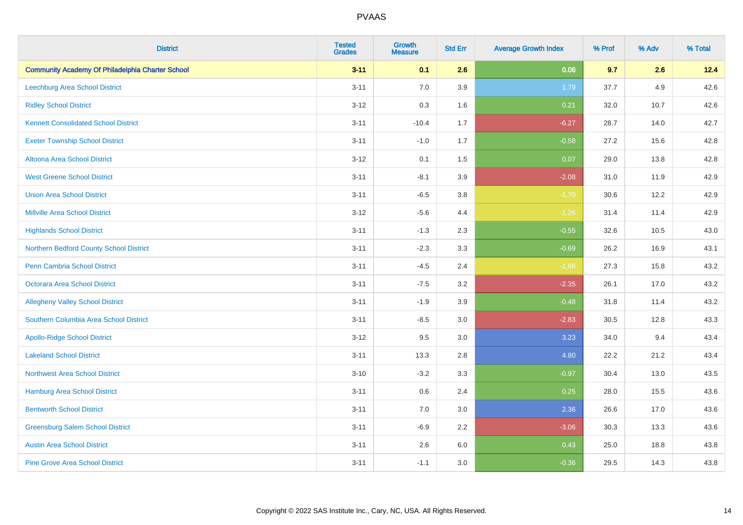| District | Tested Grades | Growth Measure | Std Err | Average Growth Index | % Prof | % Adv | % Total |
|---|---|---|---|---|---|---|---|
| **Community Academy Of Philadelphia Charter School** | **3-11** | **0.1** | **2.6** | **0.06** | **9.7** | **2.6** | **12.4** |
| Leechburg Area School District | 3-11 | 7.0 | 3.9 | 1.79 | 37.7 | 4.9 | 42.6 |
| Ridley School District | 3-12 | 0.3 | 1.6 | 0.21 | 32.0 | 10.7 | 42.6 |
| Kennett Consolidated School District | 3-11 | -10.4 | 1.7 | -6.27 | 28.7 | 14.0 | 42.7 |
| Exeter Township School District | 3-11 | -1.0 | 1.7 | -0.58 | 27.2 | 15.6 | 42.8 |
| Altoona Area School District | 3-12 | 0.1 | 1.5 | 0.07 | 29.0 | 13.8 | 42.8 |
| West Greene School District | 3-11 | -8.1 | 3.9 | -2.08 | 31.0 | 11.9 | 42.9 |
| Union Area School District | 3-11 | -6.5 | 3.8 | -1.70 | 30.6 | 12.2 | 42.9 |
| Millville Area School District | 3-12 | -5.6 | 4.4 | -1.26 | 31.4 | 11.4 | 42.9 |
| Highlands School District | 3-11 | -1.3 | 2.3 | -0.55 | 32.6 | 10.5 | 43.0 |
| Northern Bedford County School District | 3-11 | -2.3 | 3.3 | -0.69 | 26.2 | 16.9 | 43.1 |
| Penn Cambria School District | 3-11 | -4.5 | 2.4 | -1.86 | 27.3 | 15.8 | 43.2 |
| Octorara Area School District | 3-11 | -7.5 | 3.2 | -2.35 | 26.1 | 17.0 | 43.2 |
| Allegheny Valley School District | 3-11 | -1.9 | 3.9 | -0.48 | 31.8 | 11.4 | 43.2 |
| Southern Columbia Area School District | 3-11 | -8.5 | 3.0 | -2.83 | 30.5 | 12.8 | 43.3 |
| Apollo-Ridge School District | 3-12 | 9.5 | 3.0 | 3.23 | 34.0 | 9.4 | 43.4 |
| Lakeland School District | 3-11 | 13.3 | 2.8 | 4.80 | 22.2 | 21.2 | 43.4 |
| Northwest Area School District | 3-10 | -3.2 | 3.3 | -0.97 | 30.4 | 13.0 | 43.5 |
| Hamburg Area School District | 3-11 | 0.6 | 2.4 | 0.25 | 28.0 | 15.5 | 43.6 |
| Bentworth School District | 3-11 | 7.0 | 3.0 | 2.36 | 26.6 | 17.0 | 43.6 |
| Greensburg Salem School District | 3-11 | -6.9 | 2.2 | -3.06 | 30.3 | 13.3 | 43.6 |
| Austin Area School District | 3-11 | 2.6 | 6.0 | 0.43 | 25.0 | 18.8 | 43.8 |
| Pine Grove Area School District | 3-11 | -1.1 | 3.0 | -0.36 | 29.5 | 14.3 | 43.8 |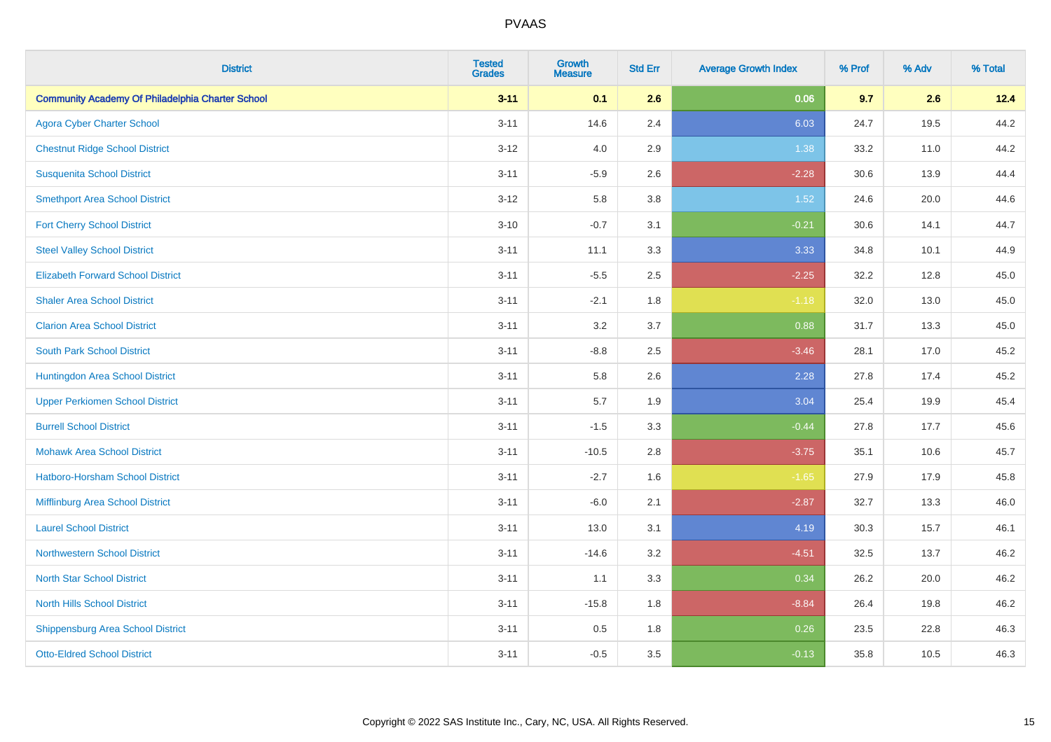# PVAAS

| District | Tested Grades | Growth Measure | Std Err | Average Growth Index | % Prof | % Adv | % Total |
|---|---|---|---|---|---|---|---|
| **Community Academy Of Philadelphia Charter School** | **3-11** | **0.1** | **2.6** | **0.06** | **9.7** | **2.6** | **12.4** |
| Agora Cyber Charter School | 3-11 | 14.6 | 2.4 | 6.03 | 24.7 | 19.5 | 44.2 |
| Chestnut Ridge School District | 3-12 | 4.0 | 2.9 | 1.38 | 33.2 | 11.0 | 44.2 |
| Susquenita School District | 3-11 | -5.9 | 2.6 | -2.28 | 30.6 | 13.9 | 44.4 |
| Smethport Area School District | 3-12 | 5.8 | 3.8 | 1.52 | 24.6 | 20.0 | 44.6 |
| Fort Cherry School District | 3-10 | -0.7 | 3.1 | -0.21 | 30.6 | 14.1 | 44.7 |
| Steel Valley School District | 3-11 | 11.1 | 3.3 | 3.33 | 34.8 | 10.1 | 44.9 |
| Elizabeth Forward School District | 3-11 | -5.5 | 2.5 | -2.25 | 32.2 | 12.8 | 45.0 |
| Shaler Area School District | 3-11 | -2.1 | 1.8 | -1.18 | 32.0 | 13.0 | 45.0 |
| Clarion Area School District | 3-11 | 3.2 | 3.7 | 0.88 | 31.7 | 13.3 | 45.0 |
| South Park School District | 3-11 | -8.8 | 2.5 | -3.46 | 28.1 | 17.0 | 45.2 |
| Huntingdon Area School District | 3-11 | 5.8 | 2.6 | 2.28 | 27.8 | 17.4 | 45.2 |
| Upper Perkiomen School District | 3-11 | 5.7 | 1.9 | 3.04 | 25.4 | 19.9 | 45.4 |
| Burrell School District | 3-11 | -1.5 | 3.3 | -0.44 | 27.8 | 17.7 | 45.6 |
| Mohawk Area School District | 3-11 | -10.5 | 2.8 | -3.75 | 35.1 | 10.6 | 45.7 |
| Hatboro-Horsham School District | 3-11 | -2.7 | 1.6 | -1.65 | 27.9 | 17.9 | 45.8 |
| Mifflinburg Area School District | 3-11 | -6.0 | 2.1 | -2.87 | 32.7 | 13.3 | 46.0 |
| Laurel School District | 3-11 | 13.0 | 3.1 | 4.19 | 30.3 | 15.7 | 46.1 |
| Northwestern School District | 3-11 | -14.6 | 3.2 | -4.51 | 32.5 | 13.7 | 46.2 |
| North Star School District | 3-11 | 1.1 | 3.3 | 0.34 | 26.2 | 20.0 | 46.2 |
| North Hills School District | 3-11 | -15.8 | 1.8 | -8.84 | 26.4 | 19.8 | 46.2 |
| Shippensburg Area School District | 3-11 | 0.5 | 1.8 | 0.26 | 23.5 | 22.8 | 46.3 |
| Otto-Eldred School District | 3-11 | -0.5 | 3.5 | -0.13 | 35.8 | 10.5 | 46.3 |

Copyright © 2022 SAS Institute Inc., Cary, NC, USA. All Rights Reserved.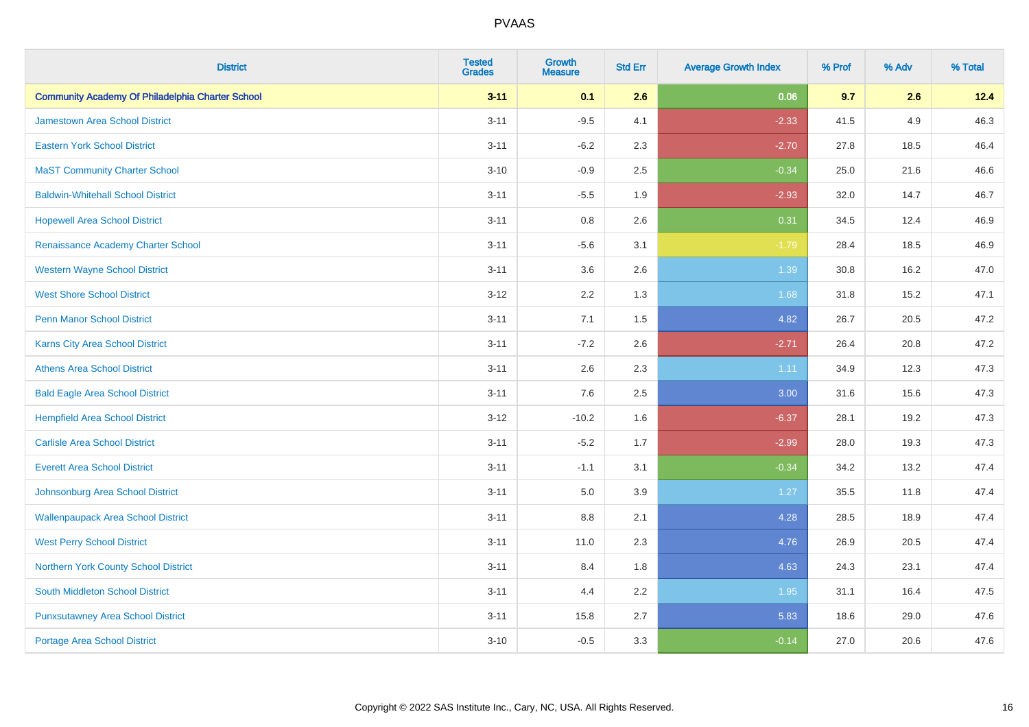# PVAAS

| District | Tested Grades | Growth Measure | Std Err | Average Growth Index | % Prof | % Adv | % Total |
|---|---|---|---|---|---|---|---|
| **Community Academy Of Philadelphia Charter School** | **3-11** | **0.1** | **2.6** | **0.06** | **9.7** | **2.6** | **12.4** |
| Jamestown Area School District | 3-11 | -9.5 | 4.1 | -2.33 | 41.5 | 4.9 | 46.3 |
| Eastern York School District | 3-11 | -6.2 | 2.3 | -2.70 | 27.8 | 18.5 | 46.4 |
| MaST Community Charter School | 3-10 | -0.9 | 2.5 | -0.34 | 25.0 | 21.6 | 46.6 |
| Baldwin-Whitehall School District | 3-11 | -5.5 | 1.9 | -2.93 | 32.0 | 14.7 | 46.7 |
| Hopewell Area School District | 3-11 | 0.8 | 2.6 | 0.31 | 34.5 | 12.4 | 46.9 |
| Renaissance Academy Charter School | 3-11 | -5.6 | 3.1 | -1.79 | 28.4 | 18.5 | 46.9 |
| Western Wayne School District | 3-11 | 3.6 | 2.6 | 1.39 | 30.8 | 16.2 | 47.0 |
| West Shore School District | 3-12 | 2.2 | 1.3 | 1.68 | 31.8 | 15.2 | 47.1 |
| Penn Manor School District | 3-11 | 7.1 | 1.5 | 4.82 | 26.7 | 20.5 | 47.2 |
| Karns City Area School District | 3-11 | -7.2 | 2.6 | -2.71 | 26.4 | 20.8 | 47.2 |
| Athens Area School District | 3-11 | 2.6 | 2.3 | 1.11 | 34.9 | 12.3 | 47.3 |
| Bald Eagle Area School District | 3-11 | 7.6 | 2.5 | 3.00 | 31.6 | 15.6 | 47.3 |
| Hempfield Area School District | 3-12 | -10.2 | 1.6 | -6.37 | 28.1 | 19.2 | 47.3 |
| Carlisle Area School District | 3-11 | -5.2 | 1.7 | -2.99 | 28.0 | 19.3 | 47.3 |
| Everett Area School District | 3-11 | -1.1 | 3.1 | -0.34 | 34.2 | 13.2 | 47.4 |
| Johnsonburg Area School District | 3-11 | 5.0 | 3.9 | 1.27 | 35.5 | 11.8 | 47.4 |
| Wallenpaupack Area School District | 3-11 | 8.8 | 2.1 | 4.28 | 28.5 | 18.9 | 47.4 |
| West Perry School District | 3-11 | 11.0 | 2.3 | 4.76 | 26.9 | 20.5 | 47.4 |
| Northern York County School District | 3-11 | 8.4 | 1.8 | 4.63 | 24.3 | 23.1 | 47.4 |
| South Middleton School District | 3-11 | 4.4 | 2.2 | 1.95 | 31.1 | 16.4 | 47.5 |
| Punxsutawney Area School District | 3-11 | 15.8 | 2.7 | 5.83 | 18.6 | 29.0 | 47.6 |
| Portage Area School District | 3-10 | -0.5 | 3.3 | -0.14 | 27.0 | 20.6 | 47.6 |

Copyright © 2022 SAS Institute Inc., Cary, NC, USA. All Rights Reserved.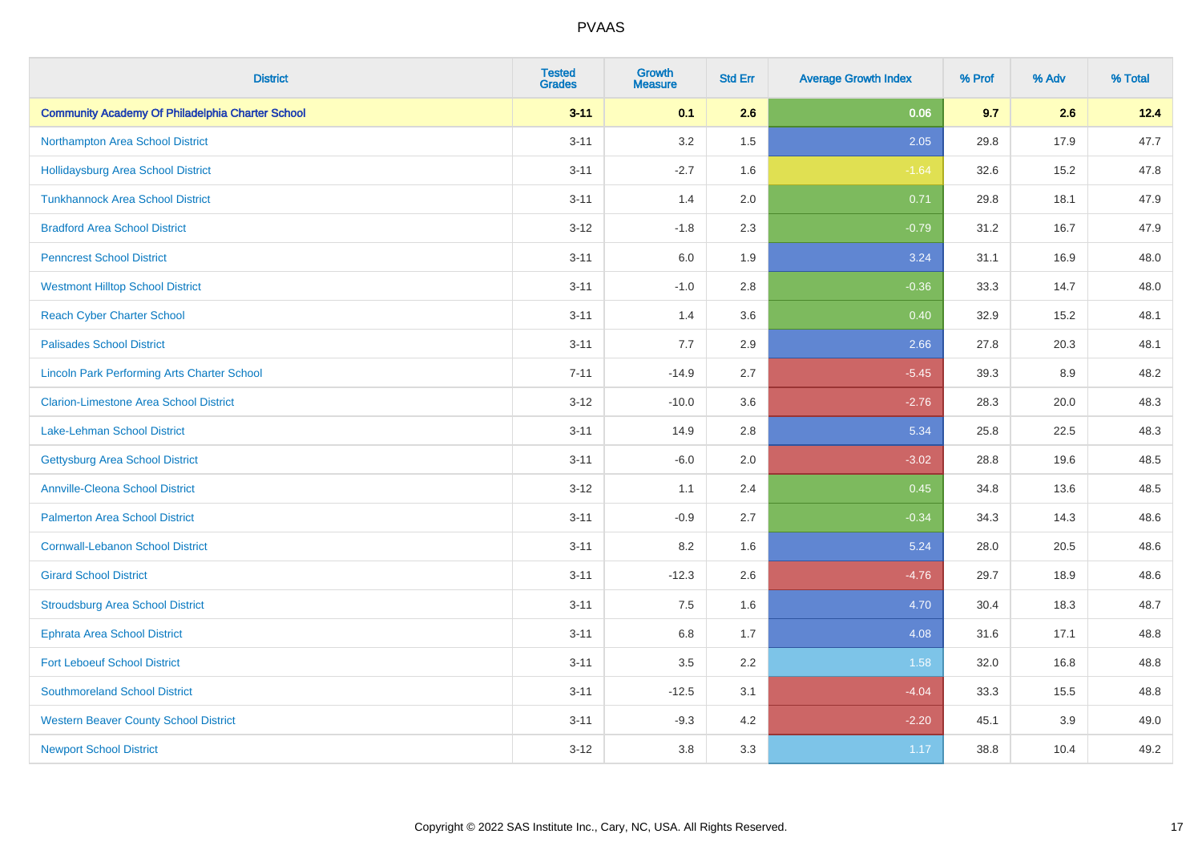PVAAS

| District | Tested Grades | Growth Measure | Std Err | Average Growth Index | % Prof | % Adv | % Total |
|---|---|---|---|---|---|---|---|
| **Community Academy Of Philadelphia Charter School** | **3-11** | **0.1** | **2.6** | **0.06** | **9.7** | **2.6** | **12.4** |
| Northampton Area School District | 3-11 | 3.2 | 1.5 | 2.05 | 29.8 | 17.9 | 47.7 |
| Hollidaysburg Area School District | 3-11 | -2.7 | 1.6 | -1.64 | 32.6 | 15.2 | 47.8 |
| Tunkhannock Area School District | 3-11 | 1.4 | 2.0 | 0.71 | 29.8 | 18.1 | 47.9 |
| Bradford Area School District | 3-12 | -1.8 | 2.3 | -0.79 | 31.2 | 16.7 | 47.9 |
| Penncrest School District | 3-11 | 6.0 | 1.9 | 3.24 | 31.1 | 16.9 | 48.0 |
| Westmont Hilltop School District | 3-11 | -1.0 | 2.8 | -0.36 | 33.3 | 14.7 | 48.0 |
| Reach Cyber Charter School | 3-11 | 1.4 | 3.6 | 0.40 | 32.9 | 15.2 | 48.1 |
| Palisades School District | 3-11 | 7.7 | 2.9 | 2.66 | 27.8 | 20.3 | 48.1 |
| Lincoln Park Performing Arts Charter School | 7-11 | -14.9 | 2.7 | -5.45 | 39.3 | 8.9 | 48.2 |
| Clarion-Limestone Area School District | 3-12 | -10.0 | 3.6 | -2.76 | 28.3 | 20.0 | 48.3 |
| Lake-Lehman School District | 3-11 | 14.9 | 2.8 | 5.34 | 25.8 | 22.5 | 48.3 |
| Gettysburg Area School District | 3-11 | -6.0 | 2.0 | -3.02 | 28.8 | 19.6 | 48.5 |
| Annville-Cleona School District | 3-12 | 1.1 | 2.4 | 0.45 | 34.8 | 13.6 | 48.5 |
| Palmerton Area School District | 3-11 | -0.9 | 2.7 | -0.34 | 34.3 | 14.3 | 48.6 |
| Cornwall-Lebanon School District | 3-11 | 8.2 | 1.6 | 5.24 | 28.0 | 20.5 | 48.6 |
| Girard School District | 3-11 | -12.3 | 2.6 | -4.76 | 29.7 | 18.9 | 48.6 |
| Stroudsburg Area School District | 3-11 | 7.5 | 1.6 | 4.70 | 30.4 | 18.3 | 48.7 |
| Ephrata Area School District | 3-11 | 6.8 | 1.7 | 4.08 | 31.6 | 17.1 | 48.8 |
| Fort Leboeuf School District | 3-11 | 3.5 | 2.2 | 1.58 | 32.0 | 16.8 | 48.8 |
| Southmoreland School District | 3-11 | -12.5 | 3.1 | -4.04 | 33.3 | 15.5 | 48.8 |
| Western Beaver County School District | 3-11 | -9.3 | 4.2 | -2.20 | 45.1 | 3.9 | 49.0 |
| Newport School District | 3-12 | 3.8 | 3.3 | 1.17 | 38.8 | 10.4 | 49.2 |

Copyright © 2022 SAS Institute Inc., Cary, NC, USA. All Rights Reserved.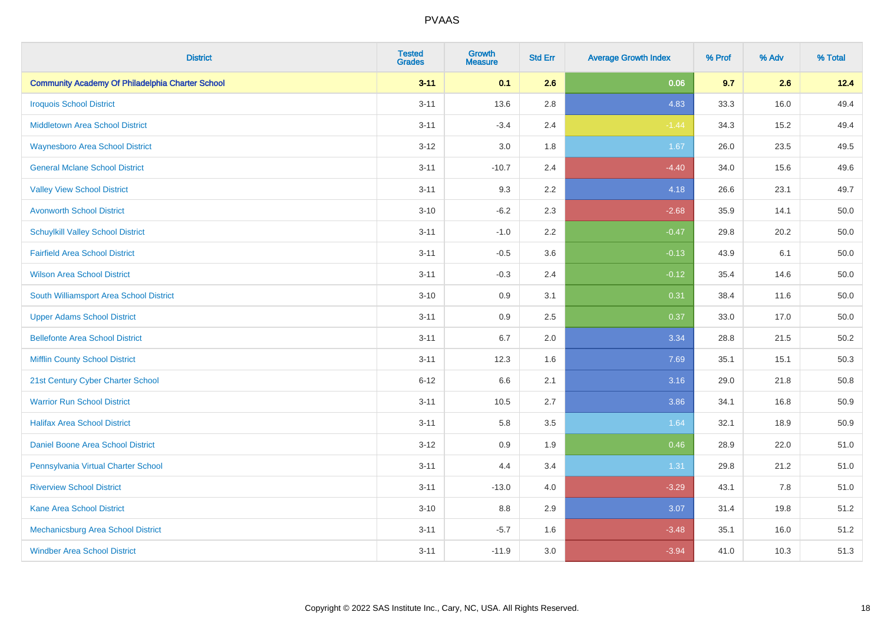# PVAAS

| District | Tested Grades | Growth Measure | Std Err | Average Growth Index | % Prof | % Adv | % Total |
|---|---|---|---|---|---|---|---|
| **Community Academy Of Philadelphia Charter School** | **3-11** | **0.1** | **2.6** | **0.06** | **9.7** | **2.6** | **12.4** |
| Iroquois School District | 3-11 | 13.6 | 2.8 | 4.83 | 33.3 | 16.0 | 49.4 |
| Middletown Area School District | 3-11 | -3.4 | 2.4 | -1.44 | 34.3 | 15.2 | 49.4 |
| Waynesboro Area School District | 3-12 | 3.0 | 1.8 | 1.67 | 26.0 | 23.5 | 49.5 |
| General Mclane School District | 3-11 | -10.7 | 2.4 | -4.40 | 34.0 | 15.6 | 49.6 |
| Valley View School District | 3-11 | 9.3 | 2.2 | 4.18 | 26.6 | 23.1 | 49.7 |
| Avonworth School District | 3-10 | -6.2 | 2.3 | -2.68 | 35.9 | 14.1 | 50.0 |
| Schuylkill Valley School District | 3-11 | -1.0 | 2.2 | -0.47 | 29.8 | 20.2 | 50.0 |
| Fairfield Area School District | 3-11 | -0.5 | 3.6 | -0.13 | 43.9 | 6.1 | 50.0 |
| Wilson Area School District | 3-11 | -0.3 | 2.4 | -0.12 | 35.4 | 14.6 | 50.0 |
| South Williamsport Area School District | 3-10 | 0.9 | 3.1 | 0.31 | 38.4 | 11.6 | 50.0 |
| Upper Adams School District | 3-11 | 0.9 | 2.5 | 0.37 | 33.0 | 17.0 | 50.0 |
| Bellefonte Area School District | 3-11 | 6.7 | 2.0 | 3.34 | 28.8 | 21.5 | 50.2 |
| Mifflin County School District | 3-11 | 12.3 | 1.6 | 7.69 | 35.1 | 15.1 | 50.3 |
| 21st Century Cyber Charter School | 6-12 | 6.6 | 2.1 | 3.16 | 29.0 | 21.8 | 50.8 |
| Warrior Run School District | 3-11 | 10.5 | 2.7 | 3.86 | 34.1 | 16.8 | 50.9 |
| Halifax Area School District | 3-11 | 5.8 | 3.5 | 1.64 | 32.1 | 18.9 | 50.9 |
| Daniel Boone Area School District | 3-12 | 0.9 | 1.9 | 0.46 | 28.9 | 22.0 | 51.0 |
| Pennsylvania Virtual Charter School | 3-11 | 4.4 | 3.4 | 1.31 | 29.8 | 21.2 | 51.0 |
| Riverview School District | 3-11 | -13.0 | 4.0 | -3.29 | 43.1 | 7.8 | 51.0 |
| Kane Area School District | 3-10 | 8.8 | 2.9 | 3.07 | 31.4 | 19.8 | 51.2 |
| Mechanicsburg Area School District | 3-11 | -5.7 | 1.6 | -3.48 | 35.1 | 16.0 | 51.2 |
| Windber Area School District | 3-11 | -11.9 | 3.0 | -3.94 | 41.0 | 10.3 | 51.3 |

Copyright © 2022 SAS Institute Inc., Cary, NC, USA. All Rights Reserved.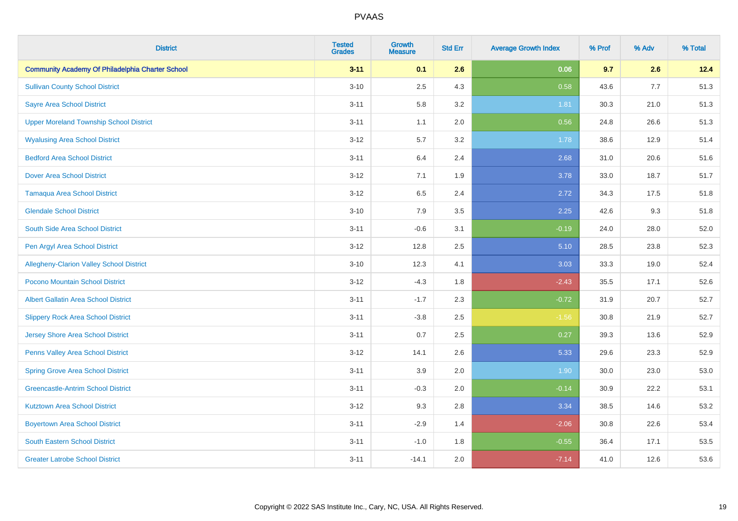| District | Tested Grades | Growth Measure | Std Err | Average Growth Index | % Prof | % Adv | % Total |
|---|---|---|---|---|---|---|---|
| **Community Academy Of Philadelphia Charter School** | **3-11** | **0.1** | **2.6** | **0.06** | **9.7** | **2.6** | **12.4** |
| Sullivan County School District | 3-10 | 2.5 | 4.3 | 0.58 | 43.6 | 7.7 | 51.3 |
| Sayre Area School District | 3-11 | 5.8 | 3.2 | 1.81 | 30.3 | 21.0 | 51.3 |
| Upper Moreland Township School District | 3-11 | 1.1 | 2.0 | 0.56 | 24.8 | 26.6 | 51.3 |
| Wyalusing Area School District | 3-12 | 5.7 | 3.2 | 1.78 | 38.6 | 12.9 | 51.4 |
| Bedford Area School District | 3-11 | 6.4 | 2.4 | 2.68 | 31.0 | 20.6 | 51.6 |
| Dover Area School District | 3-12 | 7.1 | 1.9 | 3.78 | 33.0 | 18.7 | 51.7 |
| Tamaqua Area School District | 3-12 | 6.5 | 2.4 | 2.72 | 34.3 | 17.5 | 51.8 |
| Glendale School District | 3-10 | 7.9 | 3.5 | 2.25 | 42.6 | 9.3 | 51.8 |
| South Side Area School District | 3-11 | -0.6 | 3.1 | -0.19 | 24.0 | 28.0 | 52.0 |
| Pen Argyl Area School District | 3-12 | 12.8 | 2.5 | 5.10 | 28.5 | 23.8 | 52.3 |
| Allegheny-Clarion Valley School District | 3-10 | 12.3 | 4.1 | 3.03 | 33.3 | 19.0 | 52.4 |
| Pocono Mountain School District | 3-12 | -4.3 | 1.8 | -2.43 | 35.5 | 17.1 | 52.6 |
| Albert Gallatin Area School District | 3-11 | -1.7 | 2.3 | -0.72 | 31.9 | 20.7 | 52.7 |
| Slippery Rock Area School District | 3-11 | -3.8 | 2.5 | -1.56 | 30.8 | 21.9 | 52.7 |
| Jersey Shore Area School District | 3-11 | 0.7 | 2.5 | 0.27 | 39.3 | 13.6 | 52.9 |
| Penns Valley Area School District | 3-12 | 14.1 | 2.6 | 5.33 | 29.6 | 23.3 | 52.9 |
| Spring Grove Area School District | 3-11 | 3.9 | 2.0 | 1.90 | 30.0 | 23.0 | 53.0 |
| Greencastle-Antrim School District | 3-11 | -0.3 | 2.0 | -0.14 | 30.9 | 22.2 | 53.1 |
| Kutztown Area School District | 3-12 | 9.3 | 2.8 | 3.34 | 38.5 | 14.6 | 53.2 |
| Boyertown Area School District | 3-11 | -2.9 | 1.4 | -2.06 | 30.8 | 22.6 | 53.4 |
| South Eastern School District | 3-11 | -1.0 | 1.8 | -0.55 | 36.4 | 17.1 | 53.5 |
| Greater Latrobe School District | 3-11 | -14.1 | 2.0 | -7.14 | 41.0 | 12.6 | 53.6 |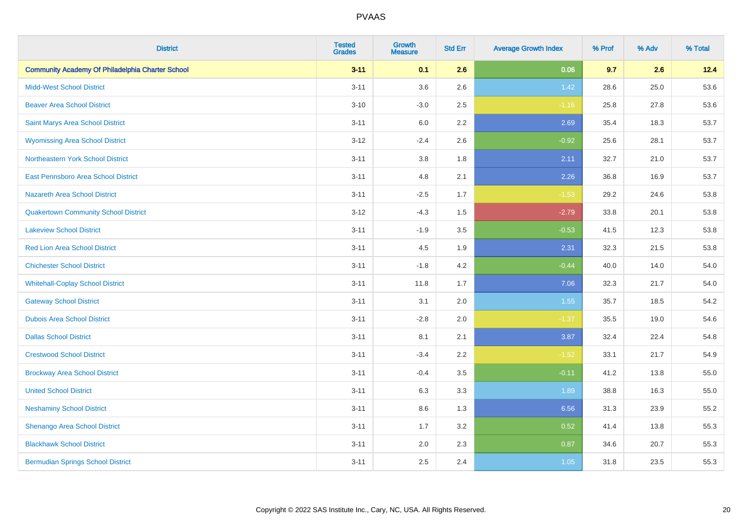| District | Tested Grades | Growth Measure | Std Err | Average Growth Index | % Prof | % Adv | % Total |
|---|---|---|---|---|---|---|---|
| **Community Academy Of Philadelphia Charter School** | **3-11** | **0.1** | **2.6** | **0.06** | **9.7** | **2.6** | **12.4** |
| Midd-West School District | 3-11 | 3.6 | 2.6 | 1.42 | 28.6 | 25.0 | 53.6 |
| Beaver Area School District | 3-10 | -3.0 | 2.5 | -1.16 | 25.8 | 27.8 | 53.6 |
| Saint Marys Area School District | 3-11 | 6.0 | 2.2 | 2.69 | 35.4 | 18.3 | 53.7 |
| Wyomissing Area School District | 3-12 | -2.4 | 2.6 | -0.92 | 25.6 | 28.1 | 53.7 |
| Northeastern York School District | 3-11 | 3.8 | 1.8 | 2.11 | 32.7 | 21.0 | 53.7 |
| East Pennsboro Area School District | 3-11 | 4.8 | 2.1 | 2.26 | 36.8 | 16.9 | 53.7 |
| Nazareth Area School District | 3-11 | -2.5 | 1.7 | -1.53 | 29.2 | 24.6 | 53.8 |
| Quakertown Community School District | 3-12 | -4.3 | 1.5 | -2.79 | 33.8 | 20.1 | 53.8 |
| Lakeview School District | 3-11 | -1.9 | 3.5 | -0.53 | 41.5 | 12.3 | 53.8 |
| Red Lion Area School District | 3-11 | 4.5 | 1.9 | 2.31 | 32.3 | 21.5 | 53.8 |
| Chichester School District | 3-11 | -1.8 | 4.2 | -0.44 | 40.0 | 14.0 | 54.0 |
| Whitehall-Coplay School District | 3-11 | 11.8 | 1.7 | 7.06 | 32.3 | 21.7 | 54.0 |
| Gateway School District | 3-11 | 3.1 | 2.0 | 1.55 | 35.7 | 18.5 | 54.2 |
| Dubois Area School District | 3-11 | -2.8 | 2.0 | -1.37 | 35.5 | 19.0 | 54.6 |
| Dallas School District | 3-11 | 8.1 | 2.1 | 3.87 | 32.4 | 22.4 | 54.8 |
| Crestwood School District | 3-11 | -3.4 | 2.2 | -1.52 | 33.1 | 21.7 | 54.9 |
| Brockway Area School District | 3-11 | -0.4 | 3.5 | -0.11 | 41.2 | 13.8 | 55.0 |
| United School District | 3-11 | 6.3 | 3.3 | 1.89 | 38.8 | 16.3 | 55.0 |
| Neshaminy School District | 3-11 | 8.6 | 1.3 | 6.56 | 31.3 | 23.9 | 55.2 |
| Shenango Area School District | 3-11 | 1.7 | 3.2 | 0.52 | 41.4 | 13.8 | 55.3 |
| Blackhawk School District | 3-11 | 2.0 | 2.3 | 0.87 | 34.6 | 20.7 | 55.3 |
| Bermudian Springs School District | 3-11 | 2.5 | 2.4 | 1.05 | 31.8 | 23.5 | 55.3 |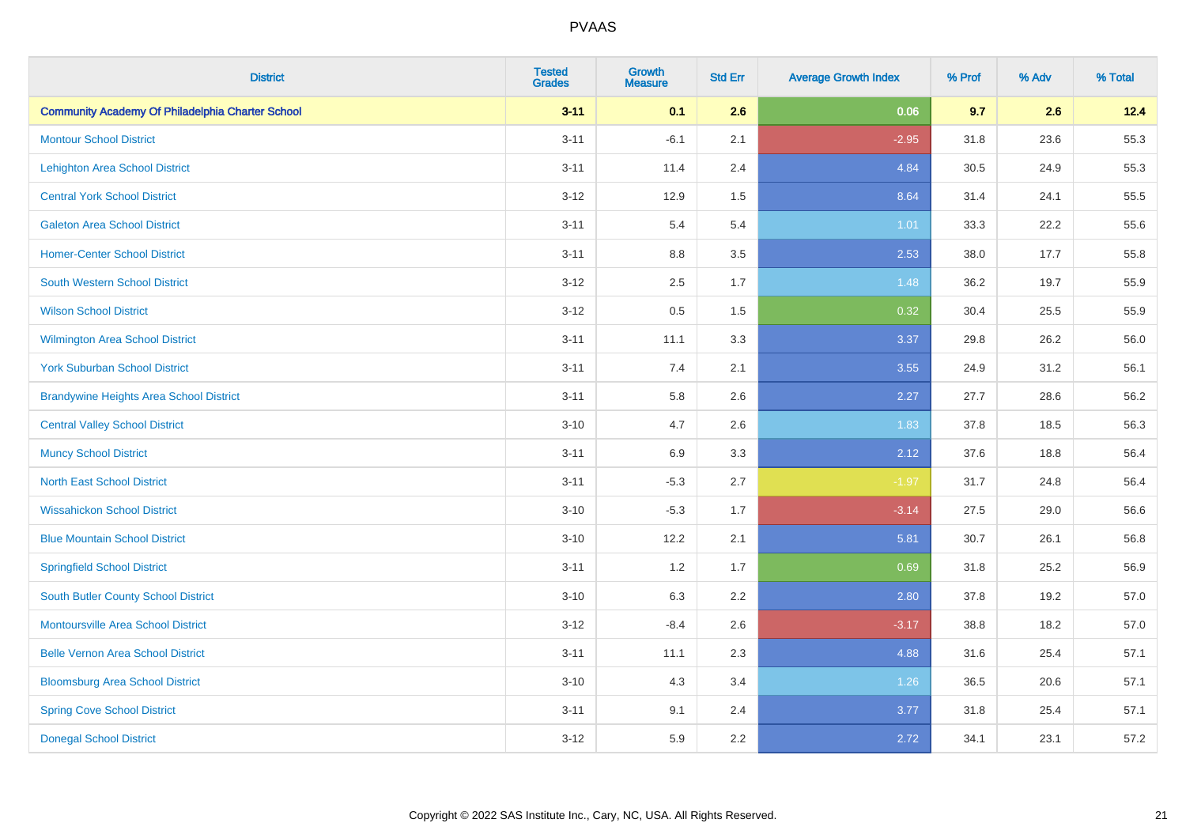# PVAAS

| District | Tested Grades | Growth Measure | Std Err | Average Growth Index | % Prof | % Adv | % Total |
|---|---|---|---|---|---|---|---|
| **Community Academy Of Philadelphia Charter School** | **3-11** | **0.1** | **2.6** | **0.06** | **9.7** | **2.6** | **12.4** |
| Montour School District | 3-11 | -6.1 | 2.1 | -2.95 | 31.8 | 23.6 | 55.3 |
| Lehighton Area School District | 3-11 | 11.4 | 2.4 | 4.84 | 30.5 | 24.9 | 55.3 |
| Central York School District | 3-12 | 12.9 | 1.5 | 8.64 | 31.4 | 24.1 | 55.5 |
| Galeton Area School District | 3-11 | 5.4 | 5.4 | 1.01 | 33.3 | 22.2 | 55.6 |
| Homer-Center School District | 3-11 | 8.8 | 3.5 | 2.53 | 38.0 | 17.7 | 55.8 |
| South Western School District | 3-12 | 2.5 | 1.7 | 1.48 | 36.2 | 19.7 | 55.9 |
| Wilson School District | 3-12 | 0.5 | 1.5 | 0.32 | 30.4 | 25.5 | 55.9 |
| Wilmington Area School District | 3-11 | 11.1 | 3.3 | 3.37 | 29.8 | 26.2 | 56.0 |
| York Suburban School District | 3-11 | 7.4 | 2.1 | 3.55 | 24.9 | 31.2 | 56.1 |
| Brandywine Heights Area School District | 3-11 | 5.8 | 2.6 | 2.27 | 27.7 | 28.6 | 56.2 |
| Central Valley School District | 3-10 | 4.7 | 2.6 | 1.83 | 37.8 | 18.5 | 56.3 |
| Muncy School District | 3-11 | 6.9 | 3.3 | 2.12 | 37.6 | 18.8 | 56.4 |
| North East School District | 3-11 | -5.3 | 2.7 | -1.97 | 31.7 | 24.8 | 56.4 |
| Wissahickon School District | 3-10 | -5.3 | 1.7 | -3.14 | 27.5 | 29.0 | 56.6 |
| Blue Mountain School District | 3-10 | 12.2 | 2.1 | 5.81 | 30.7 | 26.1 | 56.8 |
| Springfield School District | 3-11 | 1.2 | 1.7 | 0.69 | 31.8 | 25.2 | 56.9 |
| South Butler County School District | 3-10 | 6.3 | 2.2 | 2.80 | 37.8 | 19.2 | 57.0 |
| Montoursville Area School District | 3-12 | -8.4 | 2.6 | -3.17 | 38.8 | 18.2 | 57.0 |
| Belle Vernon Area School District | 3-11 | 11.1 | 2.3 | 4.88 | 31.6 | 25.4 | 57.1 |
| Bloomsburg Area School District | 3-10 | 4.3 | 3.4 | 1.26 | 36.5 | 20.6 | 57.1 |
| Spring Cove School District | 3-11 | 9.1 | 2.4 | 3.77 | 31.8 | 25.4 | 57.1 |
| Donegal School District | 3-12 | 5.9 | 2.2 | 2.72 | 34.1 | 23.1 | 57.2 |

Copyright © 2022 SAS Institute Inc., Cary, NC, USA. All Rights Reserved.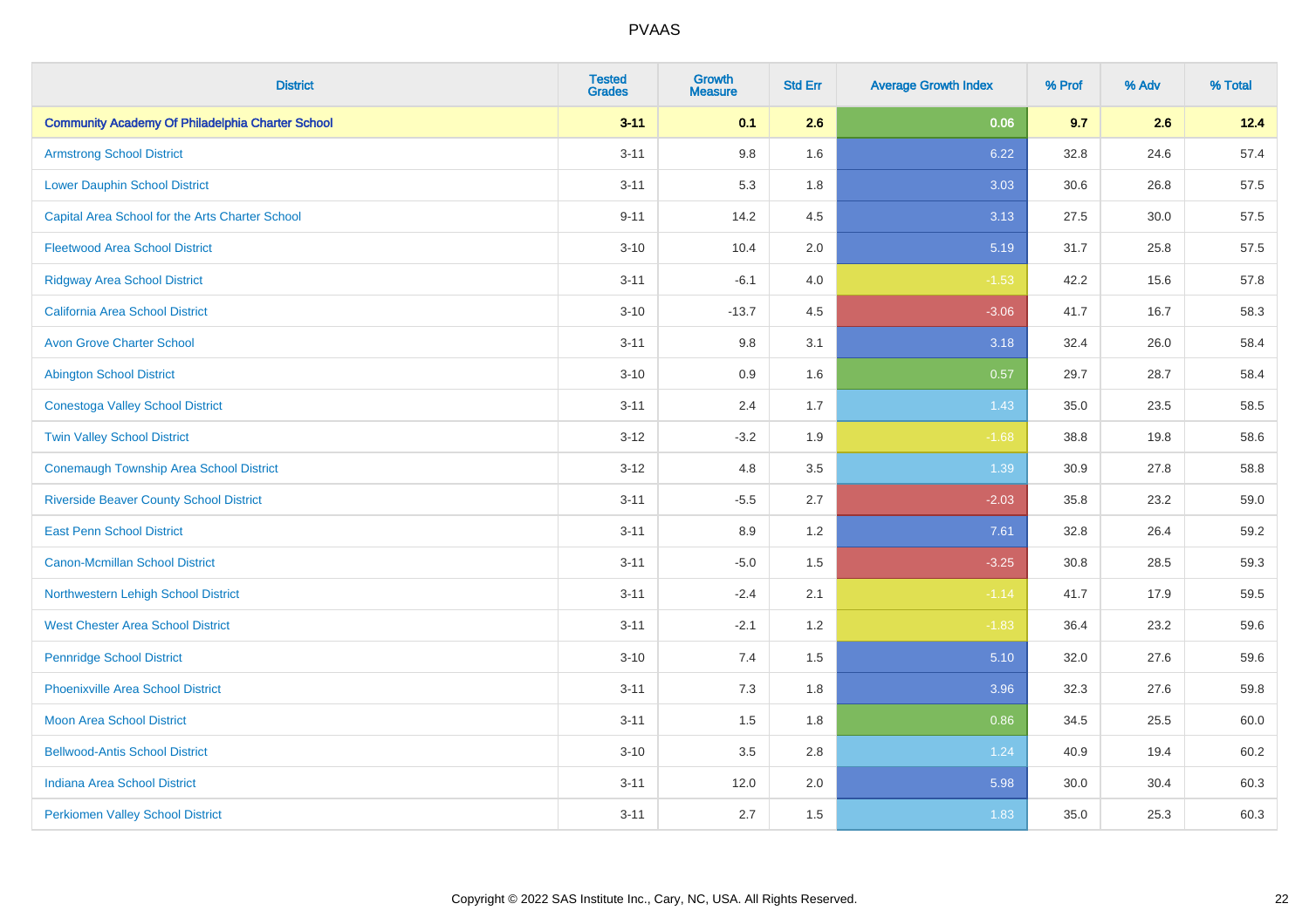# PVAAS

| District | Tested Grades | Growth Measure | Std Err | Average Growth Index | % Prof | % Adv | % Total |
|---|---|---|---|---|---|---|---|
| **Community Academy Of Philadelphia Charter School** | **3-11** | **0.1** | **2.6** | **0.06** | **9.7** | **2.6** | **12.4** |
| Armstrong School District | 3-11 | 9.8 | 1.6 | 6.22 | 32.8 | 24.6 | 57.4 |
| Lower Dauphin School District | 3-11 | 5.3 | 1.8 | 3.03 | 30.6 | 26.8 | 57.5 |
| Capital Area School for the Arts Charter School | 9-11 | 14.2 | 4.5 | 3.13 | 27.5 | 30.0 | 57.5 |
| Fleetwood Area School District | 3-10 | 10.4 | 2.0 | 5.19 | 31.7 | 25.8 | 57.5 |
| Ridgway Area School District | 3-11 | -6.1 | 4.0 | -1.53 | 42.2 | 15.6 | 57.8 |
| California Area School District | 3-10 | -13.7 | 4.5 | -3.06 | 41.7 | 16.7 | 58.3 |
| Avon Grove Charter School | 3-11 | 9.8 | 3.1 | 3.18 | 32.4 | 26.0 | 58.4 |
| Abington School District | 3-10 | 0.9 | 1.6 | 0.57 | 29.7 | 28.7 | 58.4 |
| Conestoga Valley School District | 3-11 | 2.4 | 1.7 | 1.43 | 35.0 | 23.5 | 58.5 |
| Twin Valley School District | 3-12 | -3.2 | 1.9 | -1.68 | 38.8 | 19.8 | 58.6 |
| Conemaugh Township Area School District | 3-12 | 4.8 | 3.5 | 1.39 | 30.9 | 27.8 | 58.8 |
| Riverside Beaver County School District | 3-11 | -5.5 | 2.7 | -2.03 | 35.8 | 23.2 | 59.0 |
| East Penn School District | 3-11 | 8.9 | 1.2 | 7.61 | 32.8 | 26.4 | 59.2 |
| Canon-Mcmillan School District | 3-11 | -5.0 | 1.5 | -3.25 | 30.8 | 28.5 | 59.3 |
| Northwestern Lehigh School District | 3-11 | -2.4 | 2.1 | -1.14 | 41.7 | 17.9 | 59.5 |
| West Chester Area School District | 3-11 | -2.1 | 1.2 | -1.83 | 36.4 | 23.2 | 59.6 |
| Pennridge School District | 3-10 | 7.4 | 1.5 | 5.10 | 32.0 | 27.6 | 59.6 |
| Phoenixville Area School District | 3-11 | 7.3 | 1.8 | 3.96 | 32.3 | 27.6 | 59.8 |
| Moon Area School District | 3-11 | 1.5 | 1.8 | 0.86 | 34.5 | 25.5 | 60.0 |
| Bellwood-Antis School District | 3-10 | 3.5 | 2.8 | 1.24 | 40.9 | 19.4 | 60.2 |
| Indiana Area School District | 3-11 | 12.0 | 2.0 | 5.98 | 30.0 | 30.4 | 60.3 |
| Perkiomen Valley School District | 3-11 | 2.7 | 1.5 | 1.83 | 35.0 | 25.3 | 60.3 |

Copyright © 2022 SAS Institute Inc., Cary, NC, USA. All Rights Reserved.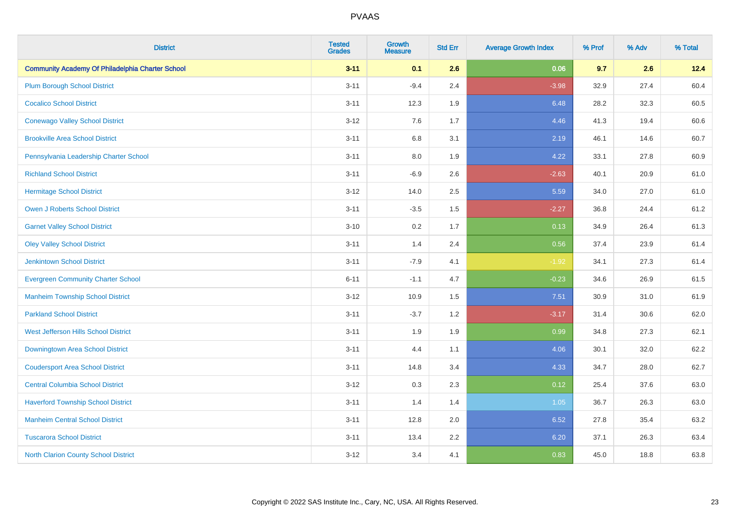# PVAAS

| District | Tested Grades | Growth Measure | Std Err | Average Growth Index | % Prof | % Adv | % Total |
|---|---|---|---|---|---|---|---|
| **Community Academy Of Philadelphia Charter School** | **3-11** | **0.1** | **2.6** | **0.06** | **9.7** | **2.6** | **12.4** |
| Plum Borough School District | 3-11 | -9.4 | 2.4 | -3.98 | 32.9 | 27.4 | 60.4 |
| Cocalico School District | 3-11 | 12.3 | 1.9 | 6.48 | 28.2 | 32.3 | 60.5 |
| Conewago Valley School District | 3-12 | 7.6 | 1.7 | 4.46 | 41.3 | 19.4 | 60.6 |
| Brookville Area School District | 3-11 | 6.8 | 3.1 | 2.19 | 46.1 | 14.6 | 60.7 |
| Pennsylvania Leadership Charter School | 3-11 | 8.0 | 1.9 | 4.22 | 33.1 | 27.8 | 60.9 |
| Richland School District | 3-11 | -6.9 | 2.6 | -2.63 | 40.1 | 20.9 | 61.0 |
| Hermitage School District | 3-12 | 14.0 | 2.5 | 5.59 | 34.0 | 27.0 | 61.0 |
| Owen J Roberts School District | 3-11 | -3.5 | 1.5 | -2.27 | 36.8 | 24.4 | 61.2 |
| Garnet Valley School District | 3-10 | 0.2 | 1.7 | 0.13 | 34.9 | 26.4 | 61.3 |
| Oley Valley School District | 3-11 | 1.4 | 2.4 | 0.56 | 37.4 | 23.9 | 61.4 |
| Jenkintown School District | 3-11 | -7.9 | 4.1 | -1.92 | 34.1 | 27.3 | 61.4 |
| Evergreen Community Charter School | 6-11 | -1.1 | 4.7 | -0.23 | 34.6 | 26.9 | 61.5 |
| Manheim Township School District | 3-12 | 10.9 | 1.5 | 7.51 | 30.9 | 31.0 | 61.9 |
| Parkland School District | 3-11 | -3.7 | 1.2 | -3.17 | 31.4 | 30.6 | 62.0 |
| West Jefferson Hills School District | 3-11 | 1.9 | 1.9 | 0.99 | 34.8 | 27.3 | 62.1 |
| Downingtown Area School District | 3-11 | 4.4 | 1.1 | 4.06 | 30.1 | 32.0 | 62.2 |
| Coudersport Area School District | 3-11 | 14.8 | 3.4 | 4.33 | 34.7 | 28.0 | 62.7 |
| Central Columbia School District | 3-12 | 0.3 | 2.3 | 0.12 | 25.4 | 37.6 | 63.0 |
| Haverford Township School District | 3-11 | 1.4 | 1.4 | 1.05 | 36.7 | 26.3 | 63.0 |
| Manheim Central School District | 3-11 | 12.8 | 2.0 | 6.52 | 27.8 | 35.4 | 63.2 |
| Tuscarora School District | 3-11 | 13.4 | 2.2 | 6.20 | 37.1 | 26.3 | 63.4 |
| North Clarion County School District | 3-12 | 3.4 | 4.1 | 0.83 | 45.0 | 18.8 | 63.8 |

Copyright © 2022 SAS Institute Inc., Cary, NC, USA. All Rights Reserved.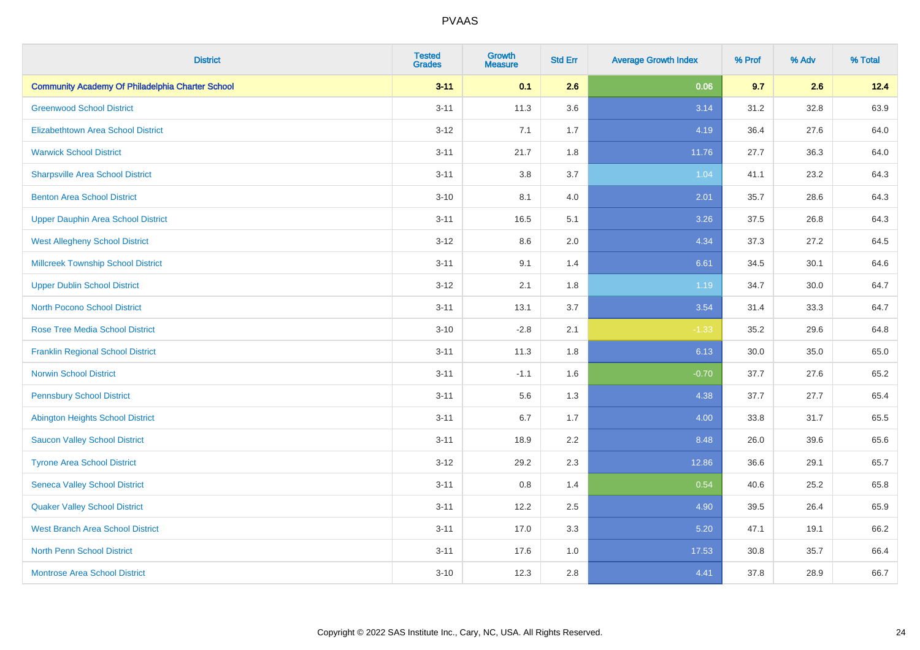# PVAAS

| District | Tested Grades | Growth Measure | Std Err | Average Growth Index | % Prof | % Adv | % Total |
|---|---|---|---|---|---|---|---|
| **Community Academy Of Philadelphia Charter School** | **3-11** | **0.1** | **2.6** | **0.06** | **9.7** | **2.6** | **12.4** |
| Greenwood School District | 3-11 | 11.3 | 3.6 | 3.14 | 31.2 | 32.8 | 63.9 |
| Elizabethtown Area School District | 3-12 | 7.1 | 1.7 | 4.19 | 36.4 | 27.6 | 64.0 |
| Warwick School District | 3-11 | 21.7 | 1.8 | 11.76 | 27.7 | 36.3 | 64.0 |
| Sharpsville Area School District | 3-11 | 3.8 | 3.7 | 1.04 | 41.1 | 23.2 | 64.3 |
| Benton Area School District | 3-10 | 8.1 | 4.0 | 2.01 | 35.7 | 28.6 | 64.3 |
| Upper Dauphin Area School District | 3-11 | 16.5 | 5.1 | 3.26 | 37.5 | 26.8 | 64.3 |
| West Allegheny School District | 3-12 | 8.6 | 2.0 | 4.34 | 37.3 | 27.2 | 64.5 |
| Millcreek Township School District | 3-11 | 9.1 | 1.4 | 6.61 | 34.5 | 30.1 | 64.6 |
| Upper Dublin School District | 3-12 | 2.1 | 1.8 | 1.19 | 34.7 | 30.0 | 64.7 |
| North Pocono School District | 3-11 | 13.1 | 3.7 | 3.54 | 31.4 | 33.3 | 64.7 |
| Rose Tree Media School District | 3-10 | -2.8 | 2.1 | -1.33 | 35.2 | 29.6 | 64.8 |
| Franklin Regional School District | 3-11 | 11.3 | 1.8 | 6.13 | 30.0 | 35.0 | 65.0 |
| Norwin School District | 3-11 | -1.1 | 1.6 | -0.70 | 37.7 | 27.6 | 65.2 |
| Pennsbury School District | 3-11 | 5.6 | 1.3 | 4.38 | 37.7 | 27.7 | 65.4 |
| Abington Heights School District | 3-11 | 6.7 | 1.7 | 4.00 | 33.8 | 31.7 | 65.5 |
| Saucon Valley School District | 3-11 | 18.9 | 2.2 | 8.48 | 26.0 | 39.6 | 65.6 |
| Tyrone Area School District | 3-12 | 29.2 | 2.3 | 12.86 | 36.6 | 29.1 | 65.7 |
| Seneca Valley School District | 3-11 | 0.8 | 1.4 | 0.54 | 40.6 | 25.2 | 65.8 |
| Quaker Valley School District | 3-11 | 12.2 | 2.5 | 4.90 | 39.5 | 26.4 | 65.9 |
| West Branch Area School District | 3-11 | 17.0 | 3.3 | 5.20 | 47.1 | 19.1 | 66.2 |
| North Penn School District | 3-11 | 17.6 | 1.0 | 17.53 | 30.8 | 35.7 | 66.4 |
| Montrose Area School District | 3-10 | 12.3 | 2.8 | 4.41 | 37.8 | 28.9 | 66.7 |

Copyright © 2022 SAS Institute Inc., Cary, NC, USA. All Rights Reserved.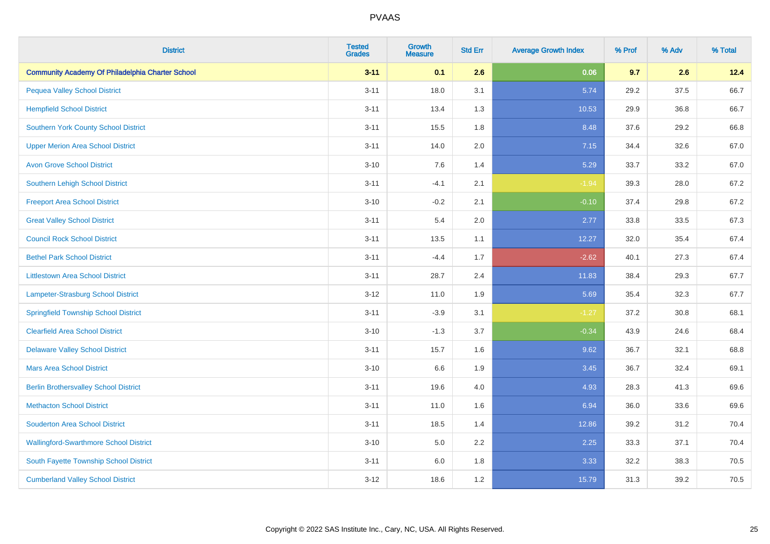| District | Tested Grades | Growth Measure | Std Err | Average Growth Index | % Prof | % Adv | % Total |
|---|---|---|---|---|---|---|---|
| **Community Academy Of Philadelphia Charter School** | **3-11** | **0.1** | **2.6** | **0.06** | **9.7** | **2.6** | **12.4** |
| Pequea Valley School District | 3-11 | 18.0 | 3.1 | 5.74 | 29.2 | 37.5 | 66.7 |
| Hempfield School District | 3-11 | 13.4 | 1.3 | 10.53 | 29.9 | 36.8 | 66.7 |
| Southern York County School District | 3-11 | 15.5 | 1.8 | 8.48 | 37.6 | 29.2 | 66.8 |
| Upper Merion Area School District | 3-11 | 14.0 | 2.0 | 7.15 | 34.4 | 32.6 | 67.0 |
| Avon Grove School District | 3-10 | 7.6 | 1.4 | 5.29 | 33.7 | 33.2 | 67.0 |
| Southern Lehigh School District | 3-11 | -4.1 | 2.1 | -1.94 | 39.3 | 28.0 | 67.2 |
| Freeport Area School District | 3-10 | -0.2 | 2.1 | -0.10 | 37.4 | 29.8 | 67.2 |
| Great Valley School District | 3-11 | 5.4 | 2.0 | 2.77 | 33.8 | 33.5 | 67.3 |
| Council Rock School District | 3-11 | 13.5 | 1.1 | 12.27 | 32.0 | 35.4 | 67.4 |
| Bethel Park School District | 3-11 | -4.4 | 1.7 | -2.62 | 40.1 | 27.3 | 67.4 |
| Littlestown Area School District | 3-11 | 28.7 | 2.4 | 11.83 | 38.4 | 29.3 | 67.7 |
| Lampeter-Strasburg School District | 3-12 | 11.0 | 1.9 | 5.69 | 35.4 | 32.3 | 67.7 |
| Springfield Township School District | 3-11 | -3.9 | 3.1 | -1.27 | 37.2 | 30.8 | 68.1 |
| Clearfield Area School District | 3-10 | -1.3 | 3.7 | -0.34 | 43.9 | 24.6 | 68.4 |
| Delaware Valley School District | 3-11 | 15.7 | 1.6 | 9.62 | 36.7 | 32.1 | 68.8 |
| Mars Area School District | 3-10 | 6.6 | 1.9 | 3.45 | 36.7 | 32.4 | 69.1 |
| Berlin Brothersvalley School District | 3-11 | 19.6 | 4.0 | 4.93 | 28.3 | 41.3 | 69.6 |
| Methacton School District | 3-11 | 11.0 | 1.6 | 6.94 | 36.0 | 33.6 | 69.6 |
| Souderton Area School District | 3-11 | 18.5 | 1.4 | 12.86 | 39.2 | 31.2 | 70.4 |
| Wallingford-Swarthmore School District | 3-10 | 5.0 | 2.2 | 2.25 | 33.3 | 37.1 | 70.4 |
| South Fayette Township School District | 3-11 | 6.0 | 1.8 | 3.33 | 32.2 | 38.3 | 70.5 |
| Cumberland Valley School District | 3-12 | 18.6 | 1.2 | 15.79 | 31.3 | 39.2 | 70.5 |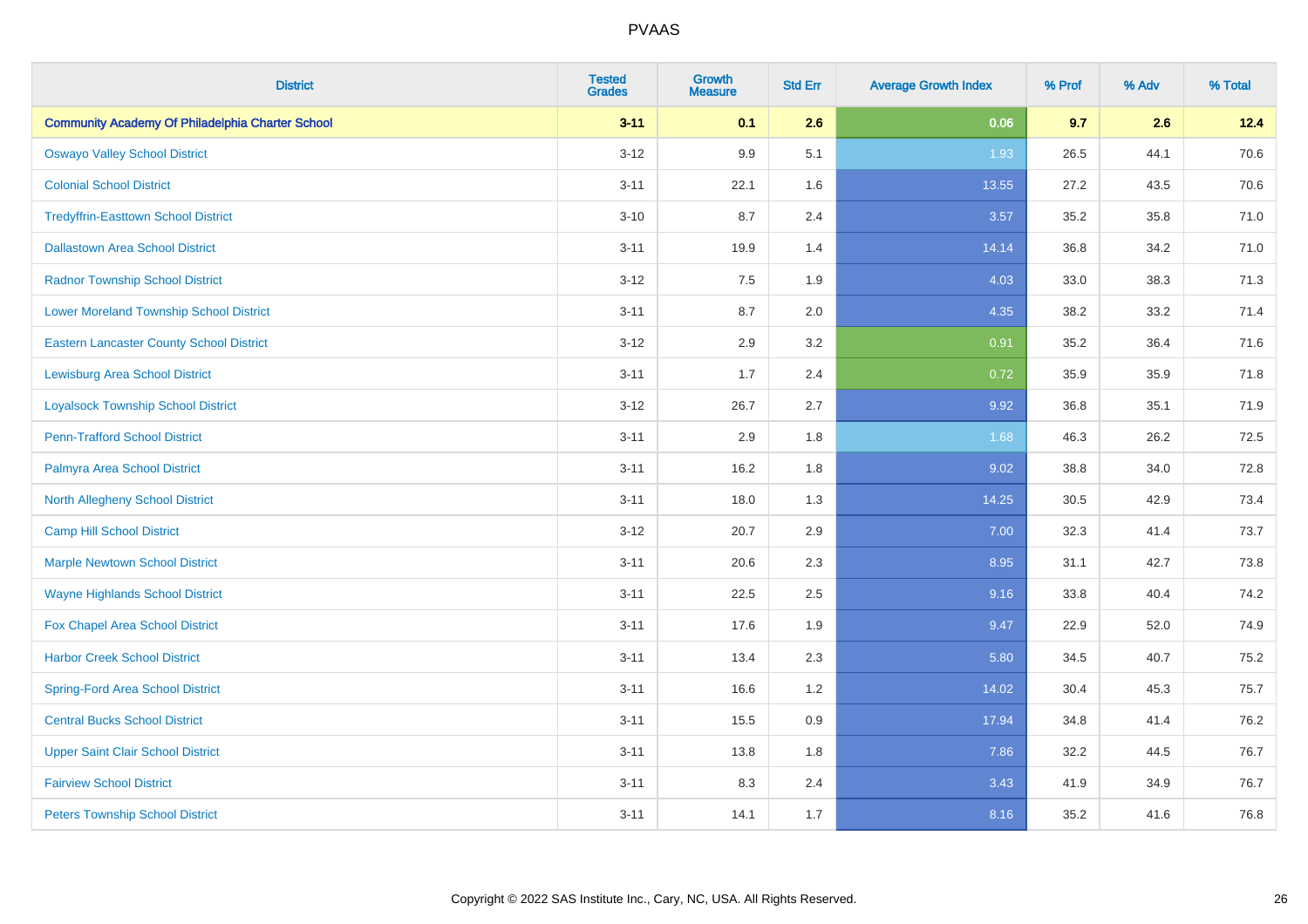# PVAAS

| District | Tested Grades | Growth Measure | Std Err | Average Growth Index | % Prof | % Adv | % Total |
|---|---|---|---|---|---|---|---|
| **Community Academy Of Philadelphia Charter School** | **3-11** | **0.1** | **2.6** | **0.06** | **9.7** | **2.6** | **12.4** |
| Oswayo Valley School District | 3-12 | 9.9 | 5.1 | 1.93 | 26.5 | 44.1 | 70.6 |
| Colonial School District | 3-11 | 22.1 | 1.6 | 13.55 | 27.2 | 43.5 | 70.6 |
| Tredyffrin-Easttown School District | 3-10 | 8.7 | 2.4 | 3.57 | 35.2 | 35.8 | 71.0 |
| Dallastown Area School District | 3-11 | 19.9 | 1.4 | 14.14 | 36.8 | 34.2 | 71.0 |
| Radnor Township School District | 3-12 | 7.5 | 1.9 | 4.03 | 33.0 | 38.3 | 71.3 |
| Lower Moreland Township School District | 3-11 | 8.7 | 2.0 | 4.35 | 38.2 | 33.2 | 71.4 |
| Eastern Lancaster County School District | 3-12 | 2.9 | 3.2 | 0.91 | 35.2 | 36.4 | 71.6 |
| Lewisburg Area School District | 3-11 | 1.7 | 2.4 | 0.72 | 35.9 | 35.9 | 71.8 |
| Loyalsock Township School District | 3-12 | 26.7 | 2.7 | 9.92 | 36.8 | 35.1 | 71.9 |
| Penn-Trafford School District | 3-11 | 2.9 | 1.8 | 1.68 | 46.3 | 26.2 | 72.5 |
| Palmyra Area School District | 3-11 | 16.2 | 1.8 | 9.02 | 38.8 | 34.0 | 72.8 |
| North Allegheny School District | 3-11 | 18.0 | 1.3 | 14.25 | 30.5 | 42.9 | 73.4 |
| Camp Hill School District | 3-12 | 20.7 | 2.9 | 7.00 | 32.3 | 41.4 | 73.7 |
| Marple Newtown School District | 3-11 | 20.6 | 2.3 | 8.95 | 31.1 | 42.7 | 73.8 |
| Wayne Highlands School District | 3-11 | 22.5 | 2.5 | 9.16 | 33.8 | 40.4 | 74.2 |
| Fox Chapel Area School District | 3-11 | 17.6 | 1.9 | 9.47 | 22.9 | 52.0 | 74.9 |
| Harbor Creek School District | 3-11 | 13.4 | 2.3 | 5.80 | 34.5 | 40.7 | 75.2 |
| Spring-Ford Area School District | 3-11 | 16.6 | 1.2 | 14.02 | 30.4 | 45.3 | 75.7 |
| Central Bucks School District | 3-11 | 15.5 | 0.9 | 17.94 | 34.8 | 41.4 | 76.2 |
| Upper Saint Clair School District | 3-11 | 13.8 | 1.8 | 7.86 | 32.2 | 44.5 | 76.7 |
| Fairview School District | 3-11 | 8.3 | 2.4 | 3.43 | 41.9 | 34.9 | 76.7 |
| Peters Township School District | 3-11 | 14.1 | 1.7 | 8.16 | 35.2 | 41.6 | 76.8 |

Copyright © 2022 SAS Institute Inc., Cary, NC, USA. All Rights Reserved.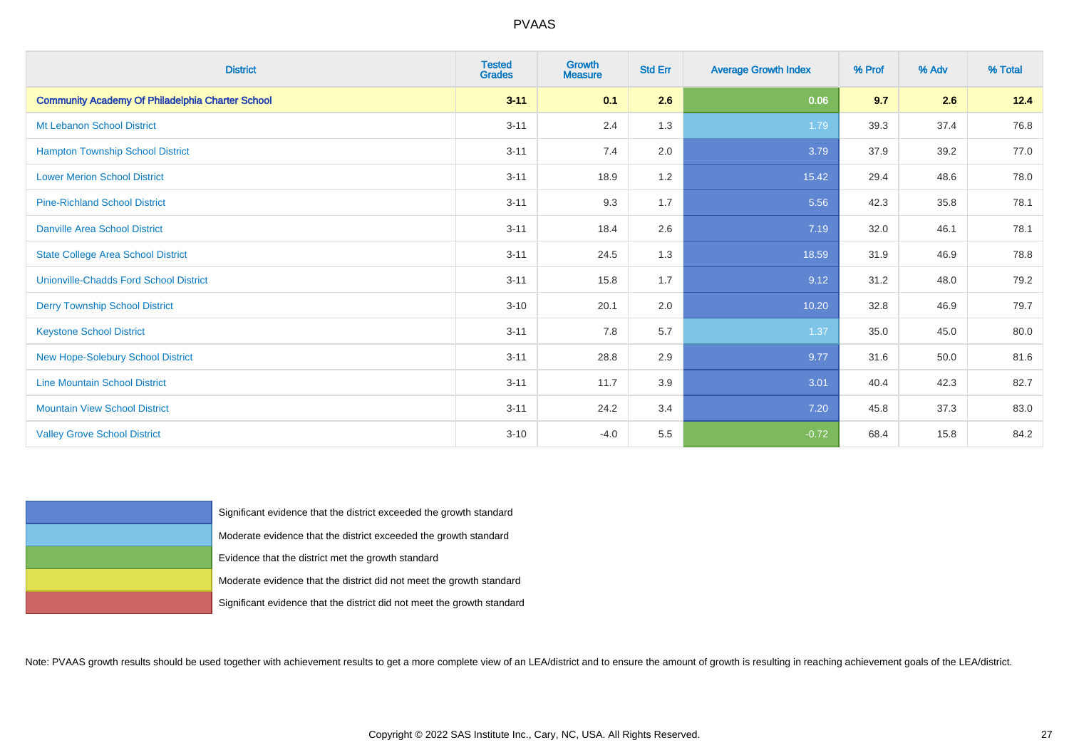# PVAAS

| District | Tested Grades | Growth Measure | Std Err | Average Growth Index | % Prof | % Adv | % Total |
|---|---|---|---|---|---|---|---|
| **Community Academy Of Philadelphia Charter School** | **3-11** | **0.1** | **2.6** | **0.06** | **9.7** | **2.6** | **12.4** |
| Mt Lebanon School District | 3-11 | 2.4 | 1.3 | 1.79 | 39.3 | 37.4 | 76.8 |
| Hampton Township School District | 3-11 | 7.4 | 2.0 | 3.79 | 37.9 | 39.2 | 77.0 |
| Lower Merion School District | 3-11 | 18.9 | 1.2 | 15.42 | 29.4 | 48.6 | 78.0 |
| Pine-Richland School District | 3-11 | 9.3 | 1.7 | 5.56 | 42.3 | 35.8 | 78.1 |
| Danville Area School District | 3-11 | 18.4 | 2.6 | 7.19 | 32.0 | 46.1 | 78.1 |
| State College Area School District | 3-11 | 24.5 | 1.3 | 18.59 | 31.9 | 46.9 | 78.8 |
| Unionville-Chadds Ford School District | 3-11 | 15.8 | 1.7 | 9.12 | 31.2 | 48.0 | 79.2 |
| Derry Township School District | 3-10 | 20.1 | 2.0 | 10.20 | 32.8 | 46.9 | 79.7 |
| Keystone School District | 3-11 | 7.8 | 5.7 | 1.37 | 35.0 | 45.0 | 80.0 |
| New Hope-Solebury School District | 3-11 | 28.8 | 2.9 | 9.77 | 31.6 | 50.0 | 81.6 |
| Line Mountain School District | 3-11 | 11.7 | 3.9 | 3.01 | 40.4 | 42.3 | 82.7 |
| Mountain View School District | 3-11 | 24.2 | 3.4 | 7.20 | 45.8 | 37.3 | 83.0 |
| Valley Grove School District | 3-10 | -4.0 | 5.5 | -0.72 | 68.4 | 15.8 | 84.2 |

- Significant evidence that the district exceeded the growth standard
- Moderate evidence that the district exceeded the growth standard
- Evidence that the district met the growth standard
- Moderate evidence that the district did not meet the growth standard
- Significant evidence that the district did not meet the growth standard

Note: PVAAS growth results should be used together with achievement results to get a more complete view of an LEA/district and to ensure the amount of growth is resulting in reaching achievement goals of the LEA/district.

Copyright © 2022 SAS Institute Inc., Cary, NC, USA. All Rights Reserved.